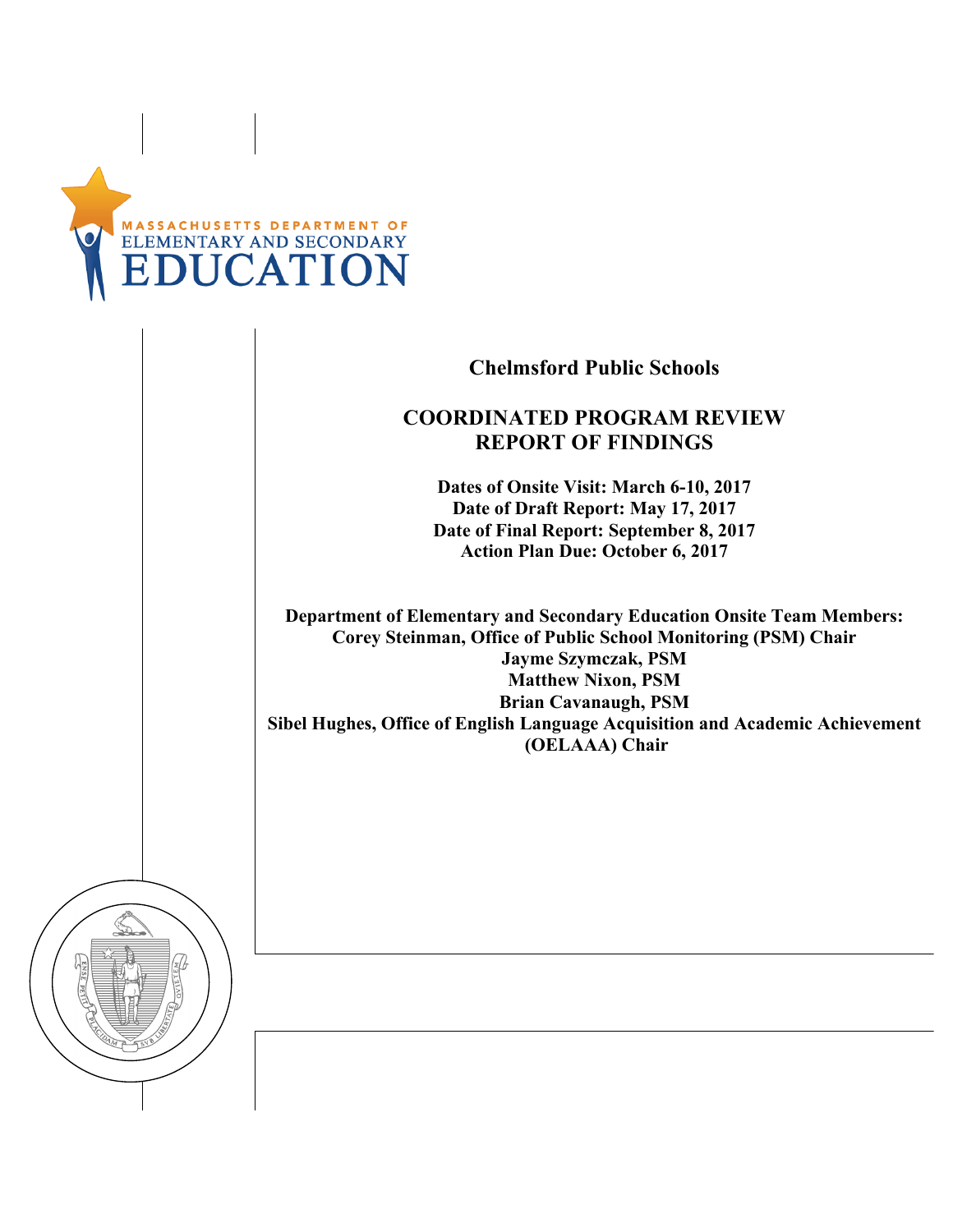MASSACHUSETTS DEPARTMENT OF ELEMENTARY AND SECONDARY EDUCATION

# Chelmsford Public Schools

## COORDINATED PROGRAM REVIEW REPORT OF FINDINGS

**Dates of Onsite Visit: March 6-10, 2017**
**Date of Draft Report: May 17, 2017**
**Date of Final Report: September 8, 2017**
**Action Plan Due: October 6, 2017**

**Department of Elementary and Secondary Education Onsite Team Members:**
**Corey Steinman, Office of Public School Monitoring (PSM) Chair**
**Jayme Szymczak, PSM**
**Matthew Nixon, PSM**
**Brian Cavanaugh, PSM**
**Sibel Hughes, Office of English Language Acquisition and Academic Achievement (OELAAA) Chair**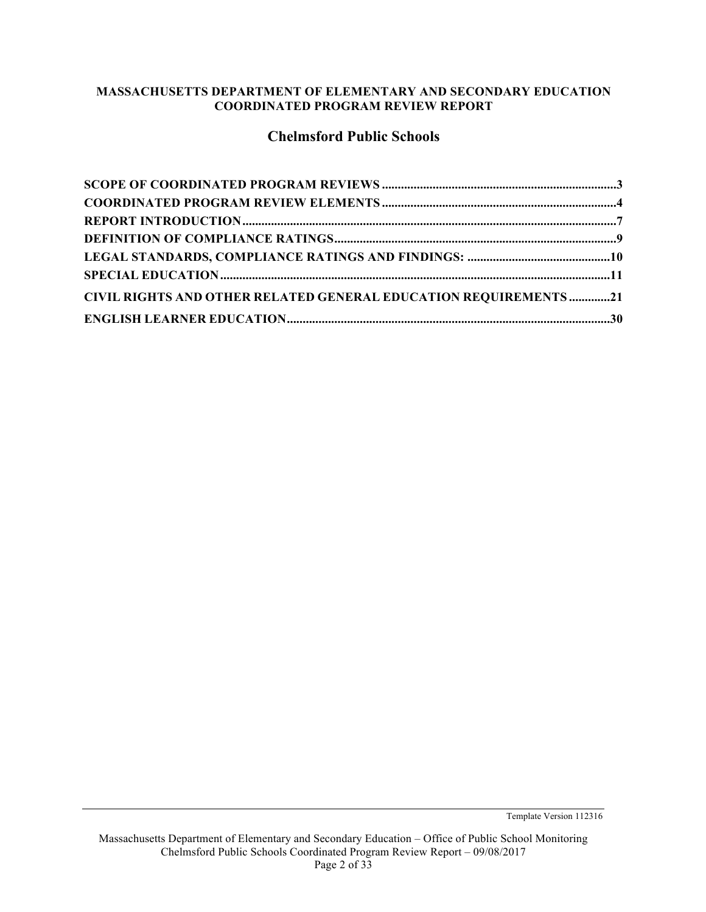**MASSACHUSETTS DEPARTMENT OF ELEMENTARY AND SECONDARY EDUCATION**
**COORDINATED PROGRAM REVIEW REPORT**

# Chelmsford Public Schools

**SCOPE OF COORDINATED PROGRAM REVIEWS** .......... 3
**COORDINATED PROGRAM REVIEW ELEMENTS** .......... 4
**REPORT INTRODUCTION** .......... 7
**DEFINITION OF COMPLIANCE RATINGS** .......... 9
**LEGAL STANDARDS, COMPLIANCE RATINGS AND FINDINGS:** .......... 10
**SPECIAL EDUCATION** .......... 11
**CIVIL RIGHTS AND OTHER RELATED GENERAL EDUCATION REQUIREMENTS** .......... 21
**ENGLISH LEARNER EDUCATION** .......... 30

Template Version 112316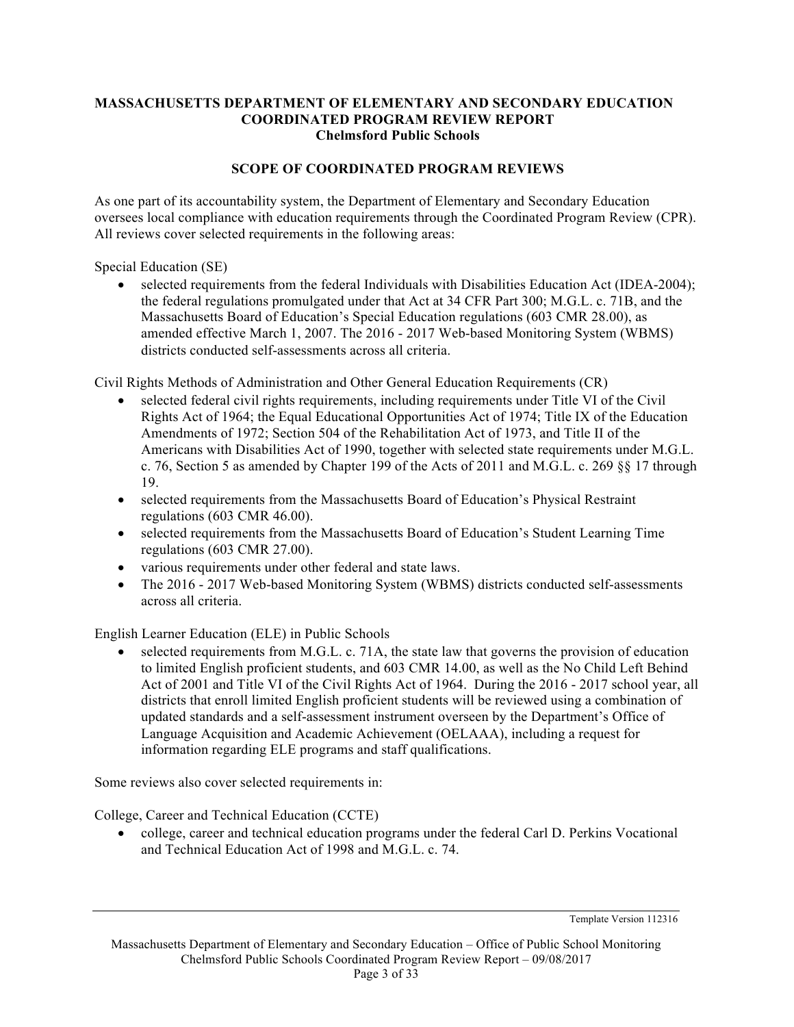**MASSACHUSETTS DEPARTMENT OF ELEMENTARY AND SECONDARY EDUCATION**
**COORDINATED PROGRAM REVIEW REPORT**
**Chelmsford Public Schools**

## SCOPE OF COORDINATED PROGRAM REVIEWS

As one part of its accountability system, the Department of Elementary and Secondary Education oversees local compliance with education requirements through the Coordinated Program Review (CPR). All reviews cover selected requirements in the following areas:

Special Education (SE)

- selected requirements from the federal Individuals with Disabilities Education Act (IDEA-2004); the federal regulations promulgated under that Act at 34 CFR Part 300; M.G.L. c. 71B, and the Massachusetts Board of Education's Special Education regulations (603 CMR 28.00), as amended effective March 1, 2007. The 2016 - 2017 Web-based Monitoring System (WBMS) districts conducted self-assessments across all criteria.

Civil Rights Methods of Administration and Other General Education Requirements (CR)

- selected federal civil rights requirements, including requirements under Title VI of the Civil Rights Act of 1964; the Equal Educational Opportunities Act of 1974; Title IX of the Education Amendments of 1972; Section 504 of the Rehabilitation Act of 1973, and Title II of the Americans with Disabilities Act of 1990, together with selected state requirements under M.G.L. c. 76, Section 5 as amended by Chapter 199 of the Acts of 2011 and M.G.L. c. 269 §§ 17 through 19.
- selected requirements from the Massachusetts Board of Education's Physical Restraint regulations (603 CMR 46.00).
- selected requirements from the Massachusetts Board of Education's Student Learning Time regulations (603 CMR 27.00).
- various requirements under other federal and state laws.
- The 2016 - 2017 Web-based Monitoring System (WBMS) districts conducted self-assessments across all criteria.

English Learner Education (ELE) in Public Schools

- selected requirements from M.G.L. c. 71A, the state law that governs the provision of education to limited English proficient students, and 603 CMR 14.00, as well as the No Child Left Behind Act of 2001 and Title VI of the Civil Rights Act of 1964. During the 2016 - 2017 school year, all districts that enroll limited English proficient students will be reviewed using a combination of updated standards and a self-assessment instrument overseen by the Department's Office of Language Acquisition and Academic Achievement (OELAAA), including a request for information regarding ELE programs and staff qualifications.

Some reviews also cover selected requirements in:

College, Career and Technical Education (CCTE)

- college, career and technical education programs under the federal Carl D. Perkins Vocational and Technical Education Act of 1998 and M.G.L. c. 74.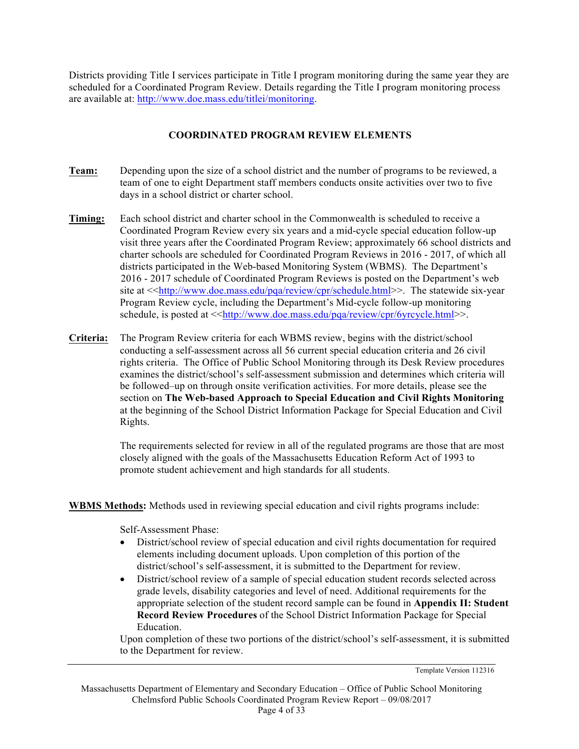Districts providing Title I services participate in Title I program monitoring during the same year they are scheduled for a Coordinated Program Review. Details regarding the Title I program monitoring process are available at: http://www.doe.mass.edu/titlei/monitoring.

## COORDINATED PROGRAM REVIEW ELEMENTS

**Team:** Depending upon the size of a school district and the number of programs to be reviewed, a team of one to eight Department staff members conducts onsite activities over two to five days in a school district or charter school.

**Timing:** Each school district and charter school in the Commonwealth is scheduled to receive a Coordinated Program Review every six years and a mid-cycle special education follow-up visit three years after the Coordinated Program Review; approximately 66 school districts and charter schools are scheduled for Coordinated Program Reviews in 2016 - 2017, of which all districts participated in the Web-based Monitoring System (WBMS). The Department's 2016 - 2017 schedule of Coordinated Program Reviews is posted on the Department's web site at <<http://www.doe.mass.edu/pqa/review/cpr/schedule.html>>. The statewide six-year Program Review cycle, including the Department's Mid-cycle follow-up monitoring schedule, is posted at <<http://www.doe.mass.edu/pqa/review/cpr/6yrcycle.html>>.

**Criteria:** The Program Review criteria for each WBMS review, begins with the district/school conducting a self-assessment across all 56 current special education criteria and 26 civil rights criteria. The Office of Public School Monitoring through its Desk Review procedures examines the district/school's self-assessment submission and determines which criteria will be followed–up on through onsite verification activities. For more details, please see the section on **The Web-based Approach to Special Education and Civil Rights Monitoring** at the beginning of the School District Information Package for Special Education and Civil Rights.

The requirements selected for review in all of the regulated programs are those that are most closely aligned with the goals of the Massachusetts Education Reform Act of 1993 to promote student achievement and high standards for all students.

**WBMS Methods:** Methods used in reviewing special education and civil rights programs include:

Self-Assessment Phase:

- District/school review of special education and civil rights documentation for required elements including document uploads. Upon completion of this portion of the district/school's self-assessment, it is submitted to the Department for review.
- District/school review of a sample of special education student records selected across grade levels, disability categories and level of need. Additional requirements for the appropriate selection of the student record sample can be found in **Appendix II: Student Record Review Procedures** of the School District Information Package for Special Education.

Upon completion of these two portions of the district/school's self-assessment, it is submitted to the Department for review.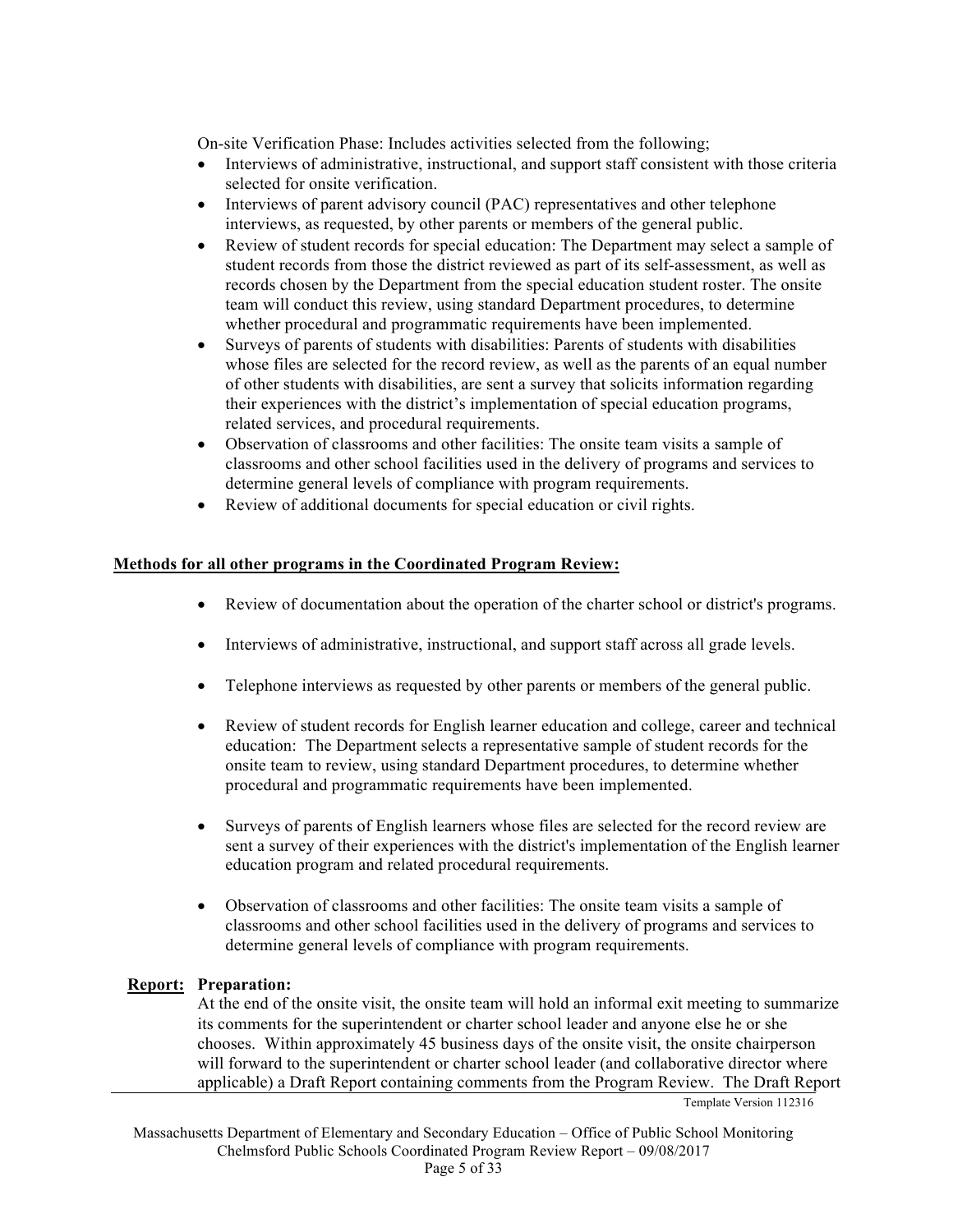On-site Verification Phase: Includes activities selected from the following;

- Interviews of administrative, instructional, and support staff consistent with those criteria selected for onsite verification.
- Interviews of parent advisory council (PAC) representatives and other telephone interviews, as requested, by other parents or members of the general public.
- Review of student records for special education: The Department may select a sample of student records from those the district reviewed as part of its self-assessment, as well as records chosen by the Department from the special education student roster. The onsite team will conduct this review, using standard Department procedures, to determine whether procedural and programmatic requirements have been implemented.
- Surveys of parents of students with disabilities: Parents of students with disabilities whose files are selected for the record review, as well as the parents of an equal number of other students with disabilities, are sent a survey that solicits information regarding their experiences with the district's implementation of special education programs, related services, and procedural requirements.
- Observation of classrooms and other facilities: The onsite team visits a sample of classrooms and other school facilities used in the delivery of programs and services to determine general levels of compliance with program requirements.
- Review of additional documents for special education or civil rights.

**Methods for all other programs in the Coordinated Program Review:**

- Review of documentation about the operation of the charter school or district's programs.
- Interviews of administrative, instructional, and support staff across all grade levels.
- Telephone interviews as requested by other parents or members of the general public.
- Review of student records for English learner education and college, career and technical education: The Department selects a representative sample of student records for the onsite team to review, using standard Department procedures, to determine whether procedural and programmatic requirements have been implemented.
- Surveys of parents of English learners whose files are selected for the record review are sent a survey of their experiences with the district's implementation of the English learner education program and related procedural requirements.
- Observation of classrooms and other facilities: The onsite team visits a sample of classrooms and other school facilities used in the delivery of programs and services to determine general levels of compliance with program requirements.

**Report:** **Preparation:**

At the end of the onsite visit, the onsite team will hold an informal exit meeting to summarize its comments for the superintendent or charter school leader and anyone else he or she chooses. Within approximately 45 business days of the onsite visit, the onsite chairperson will forward to the superintendent or charter school leader (and collaborative director where applicable) a Draft Report containing comments from the Program Review. The Draft Report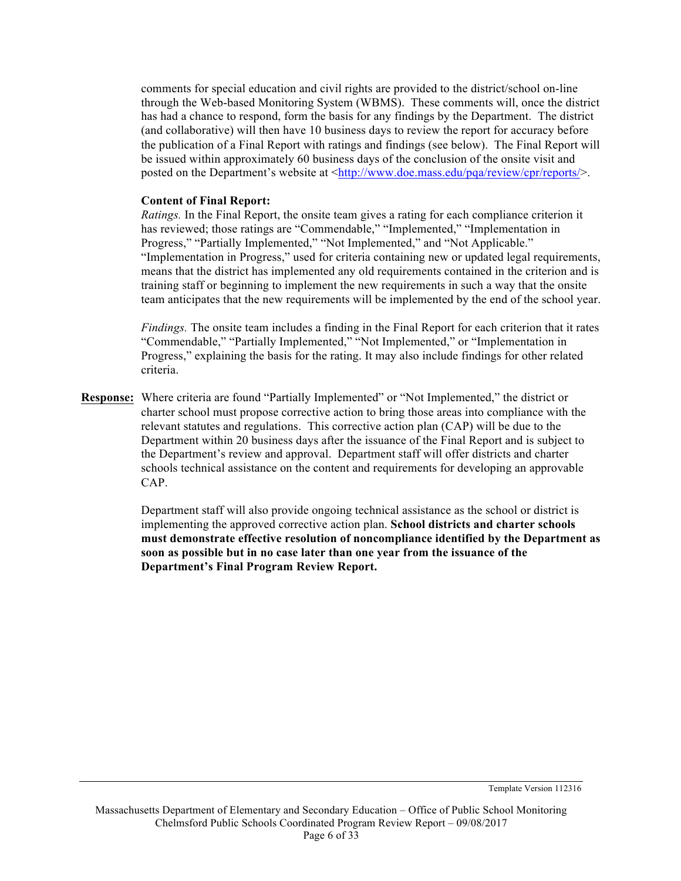comments for special education and civil rights are provided to the district/school on-line through the Web-based Monitoring System (WBMS). These comments will, once the district has had a chance to respond, form the basis for any findings by the Department. The district (and collaborative) will then have 10 business days to review the report for accuracy before the publication of a Final Report with ratings and findings (see below). The Final Report will be issued within approximately 60 business days of the conclusion of the onsite visit and posted on the Department's website at <http://www.doe.mass.edu/pqa/review/cpr/reports/>.

**Content of Final Report:**

*Ratings.* In the Final Report, the onsite team gives a rating for each compliance criterion it has reviewed; those ratings are "Commendable," "Implemented," "Implementation in Progress," "Partially Implemented," "Not Implemented," and "Not Applicable." "Implementation in Progress," used for criteria containing new or updated legal requirements, means that the district has implemented any old requirements contained in the criterion and is training staff or beginning to implement the new requirements in such a way that the onsite team anticipates that the new requirements will be implemented by the end of the school year.

*Findings.* The onsite team includes a finding in the Final Report for each criterion that it rates "Commendable," "Partially Implemented," "Not Implemented," or "Implementation in Progress," explaining the basis for the rating. It may also include findings for other related criteria.

**Response:** Where criteria are found "Partially Implemented" or "Not Implemented," the district or charter school must propose corrective action to bring those areas into compliance with the relevant statutes and regulations. This corrective action plan (CAP) will be due to the Department within 20 business days after the issuance of the Final Report and is subject to the Department's review and approval. Department staff will offer districts and charter schools technical assistance on the content and requirements for developing an approvable CAP.

Department staff will also provide ongoing technical assistance as the school or district is implementing the approved corrective action plan. **School districts and charter schools must demonstrate effective resolution of noncompliance identified by the Department as soon as possible but in no case later than one year from the issuance of the Department's Final Program Review Report.**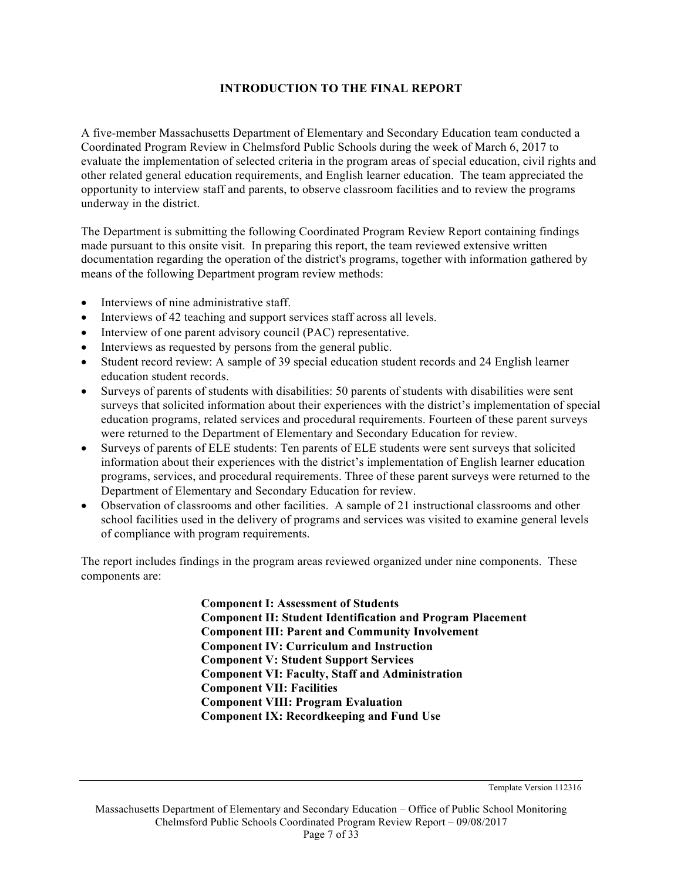## INTRODUCTION TO THE FINAL REPORT

A five-member Massachusetts Department of Elementary and Secondary Education team conducted a Coordinated Program Review in Chelmsford Public Schools during the week of March 6, 2017 to evaluate the implementation of selected criteria in the program areas of special education, civil rights and other related general education requirements, and English learner education. The team appreciated the opportunity to interview staff and parents, to observe classroom facilities and to review the programs underway in the district.

The Department is submitting the following Coordinated Program Review Report containing findings made pursuant to this onsite visit. In preparing this report, the team reviewed extensive written documentation regarding the operation of the district's programs, together with information gathered by means of the following Department program review methods:

- Interviews of nine administrative staff.
- Interviews of 42 teaching and support services staff across all levels.
- Interview of one parent advisory council (PAC) representative.
- Interviews as requested by persons from the general public.
- Student record review: A sample of 39 special education student records and 24 English learner education student records.
- Surveys of parents of students with disabilities: 50 parents of students with disabilities were sent surveys that solicited information about their experiences with the district's implementation of special education programs, related services and procedural requirements. Fourteen of these parent surveys were returned to the Department of Elementary and Secondary Education for review.
- Surveys of parents of ELE students: Ten parents of ELE students were sent surveys that solicited information about their experiences with the district's implementation of English learner education programs, services, and procedural requirements. Three of these parent surveys were returned to the Department of Elementary and Secondary Education for review.
- Observation of classrooms and other facilities. A sample of 21 instructional classrooms and other school facilities used in the delivery of programs and services was visited to examine general levels of compliance with program requirements.

The report includes findings in the program areas reviewed organized under nine components. These components are:

**Component I: Assessment of Students**
**Component II: Student Identification and Program Placement**
**Component III: Parent and Community Involvement**
**Component IV: Curriculum and Instruction**
**Component V: Student Support Services**
**Component VI: Faculty, Staff and Administration**
**Component VII: Facilities**
**Component VIII: Program Evaluation**
**Component IX: Recordkeeping and Fund Use**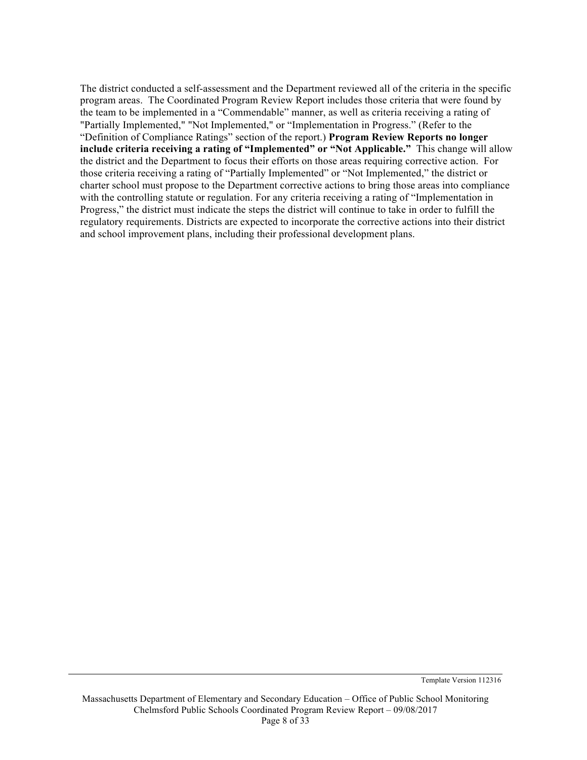The district conducted a self-assessment and the Department reviewed all of the criteria in the specific program areas. The Coordinated Program Review Report includes those criteria that were found by the team to be implemented in a "Commendable" manner, as well as criteria receiving a rating of "Partially Implemented," "Not Implemented," or "Implementation in Progress." (Refer to the "Definition of Compliance Ratings" section of the report.) **Program Review Reports no longer include criteria receiving a rating of "Implemented" or "Not Applicable."** This change will allow the district and the Department to focus their efforts on those areas requiring corrective action. For those criteria receiving a rating of "Partially Implemented" or "Not Implemented," the district or charter school must propose to the Department corrective actions to bring those areas into compliance with the controlling statute or regulation. For any criteria receiving a rating of "Implementation in Progress," the district must indicate the steps the district will continue to take in order to fulfill the regulatory requirements. Districts are expected to incorporate the corrective actions into their district and school improvement plans, including their professional development plans.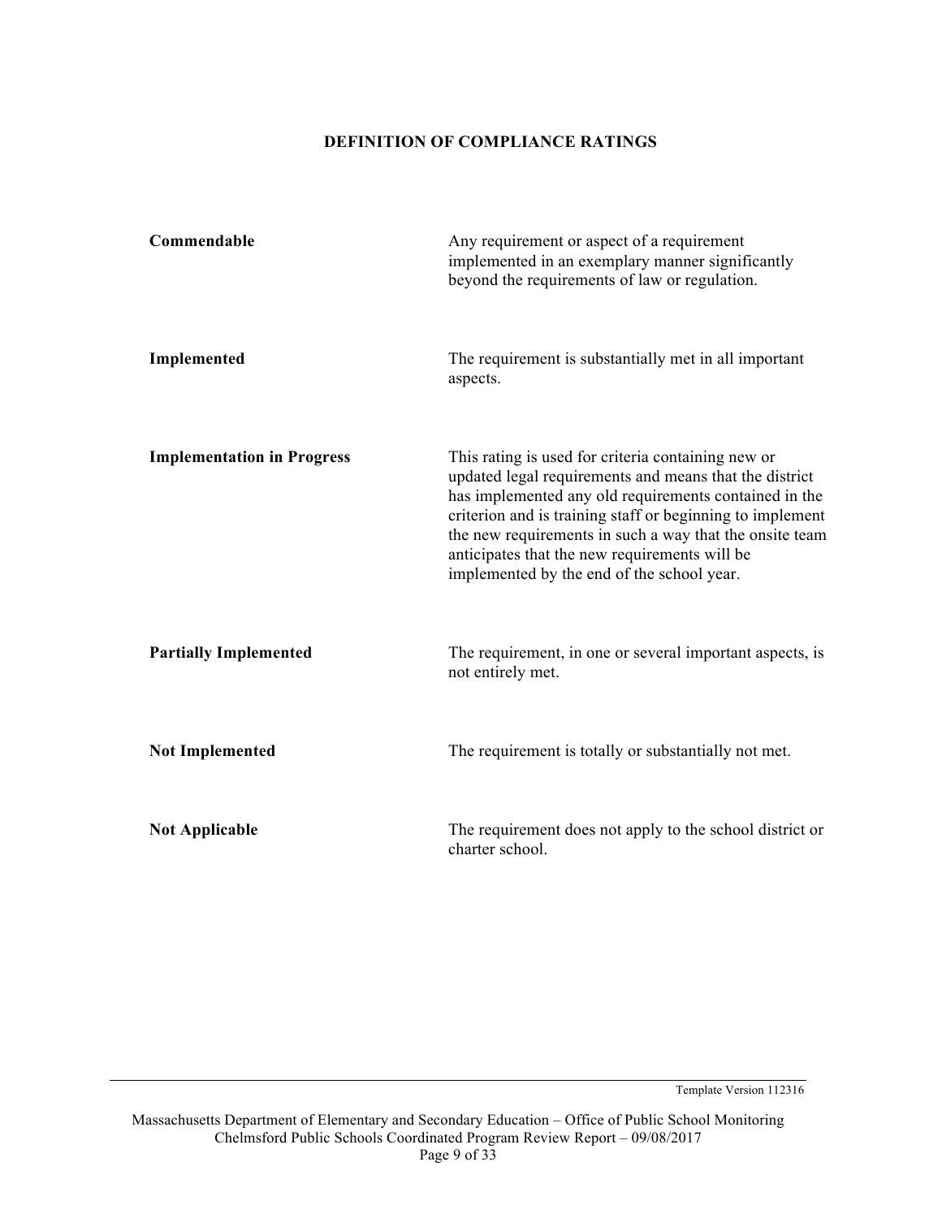## DEFINITION OF COMPLIANCE RATINGS

| | |
|---|---|
| **Commendable** | Any requirement or aspect of a requirement implemented in an exemplary manner significantly beyond the requirements of law or regulation. |
| **Implemented** | The requirement is substantially met in all important aspects. |
| **Implementation in Progress** | This rating is used for criteria containing new or updated legal requirements and means that the district has implemented any old requirements contained in the criterion and is training staff or beginning to implement the new requirements in such a way that the onsite team anticipates that the new requirements will be implemented by the end of the school year. |
| **Partially Implemented** | The requirement, in one or several important aspects, is not entirely met. |
| **Not Implemented** | The requirement is totally or substantially not met. |
| **Not Applicable** | The requirement does not apply to the school district or charter school. |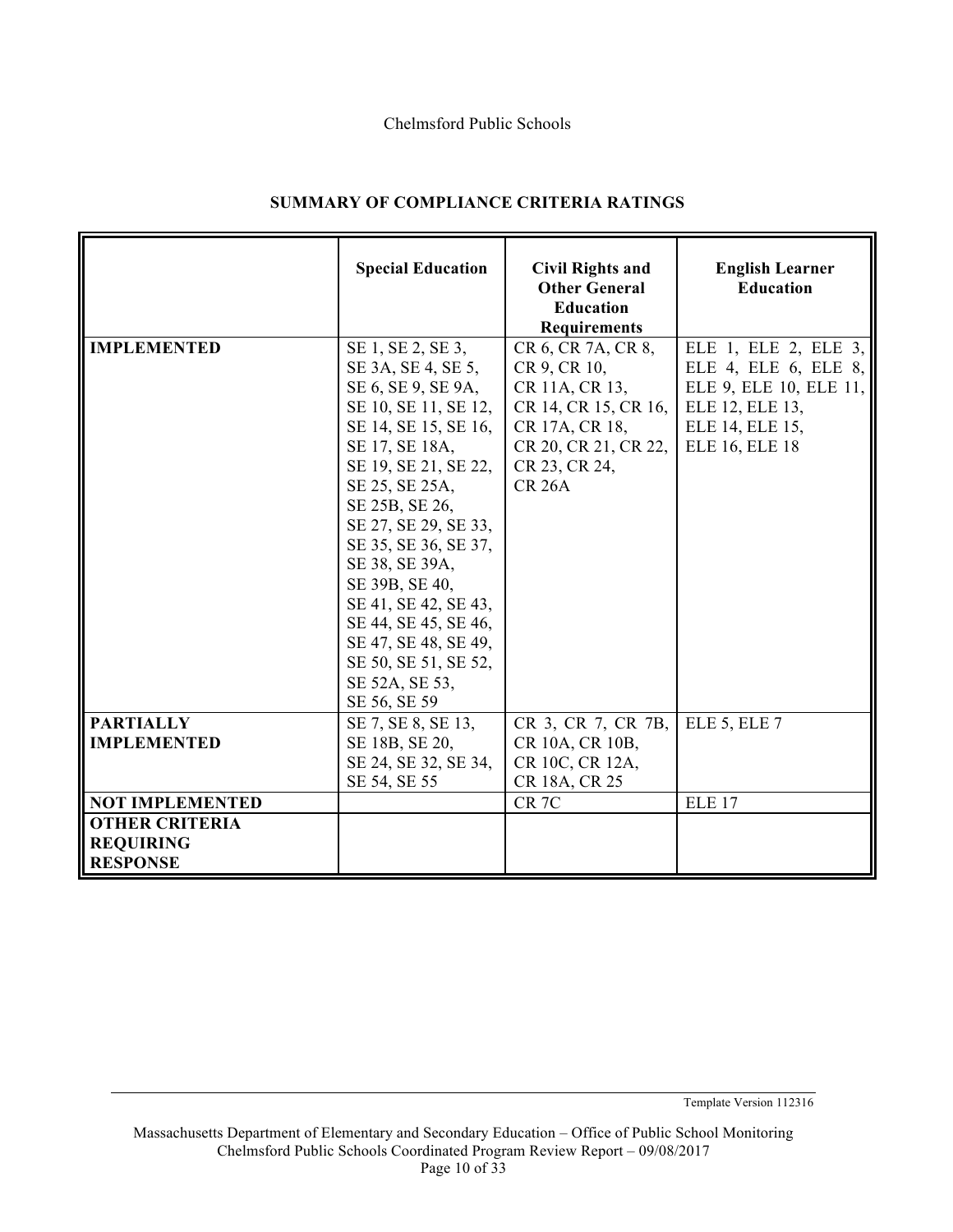## SUMMARY OF COMPLIANCE CRITERIA RATINGS

| | Special Education | Civil Rights and Other General Education Requirements | English Learner Education |
|---|---|---|---|
| **IMPLEMENTED** | SE 1, SE 2, SE 3, SE 3A, SE 4, SE 5, SE 6, SE 9, SE 9A, SE 10, SE 11, SE 12, SE 14, SE 15, SE 16, SE 17, SE 18A, SE 19, SE 21, SE 22, SE 25, SE 25A, SE 25B, SE 26, SE 27, SE 29, SE 33, SE 35, SE 36, SE 37, SE 38, SE 39A, SE 39B, SE 40, SE 41, SE 42, SE 43, SE 44, SE 45, SE 46, SE 47, SE 48, SE 49, SE 50, SE 51, SE 52, SE 52A, SE 53, SE 56, SE 59 | CR 6, CR 7A, CR 8, CR 9, CR 10, CR 11A, CR 13, CR 14, CR 15, CR 16, CR 17A, CR 18, CR 20, CR 21, CR 22, CR 23, CR 24, CR 26A | ELE 1, ELE 2, ELE 3, ELE 4, ELE 6, ELE 8, ELE 9, ELE 10, ELE 11, ELE 12, ELE 13, ELE 14, ELE 15, ELE 16, ELE 18 |
| **PARTIALLY IMPLEMENTED** | SE 7, SE 8, SE 13, SE 18B, SE 20, SE 24, SE 32, SE 34, SE 54, SE 55 | CR 3, CR 7, CR 7B, CR 10A, CR 10B, CR 10C, CR 12A, CR 18A, CR 25 | ELE 5, ELE 7 |
| **NOT IMPLEMENTED** | | CR 7C | ELE 17 |
| **OTHER CRITERIA REQUIRING RESPONSE** | | | |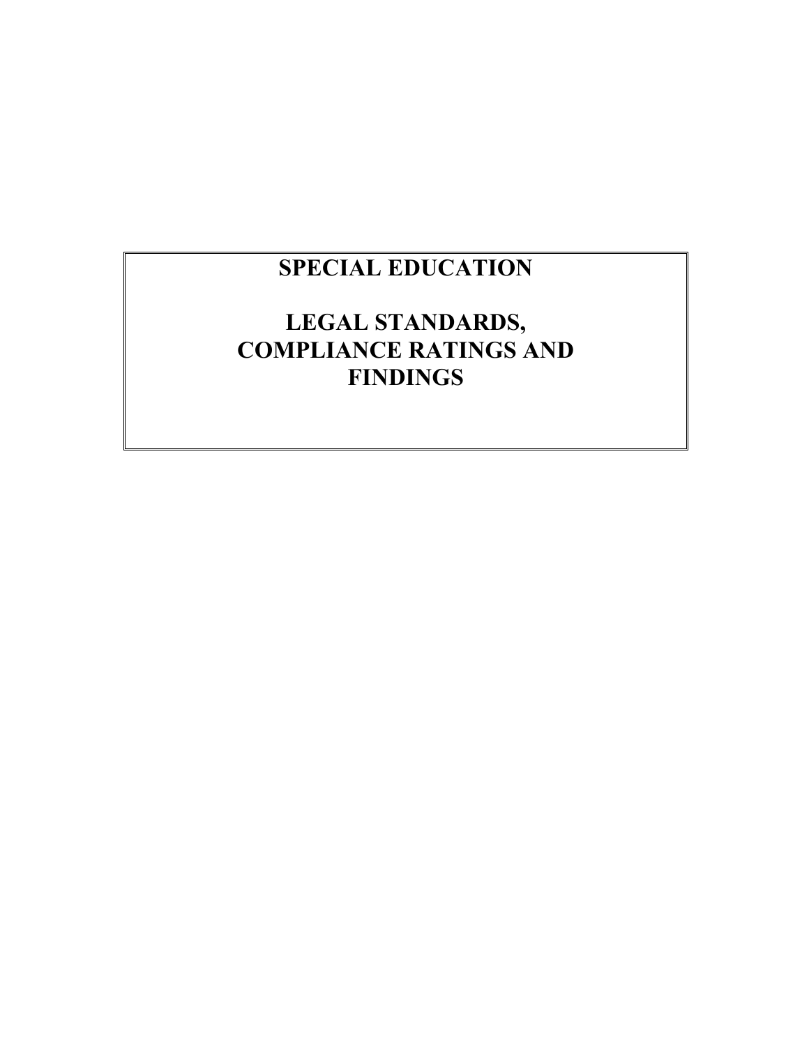# SPECIAL EDUCATION

# LEGAL STANDARDS, COMPLIANCE RATINGS AND FINDINGS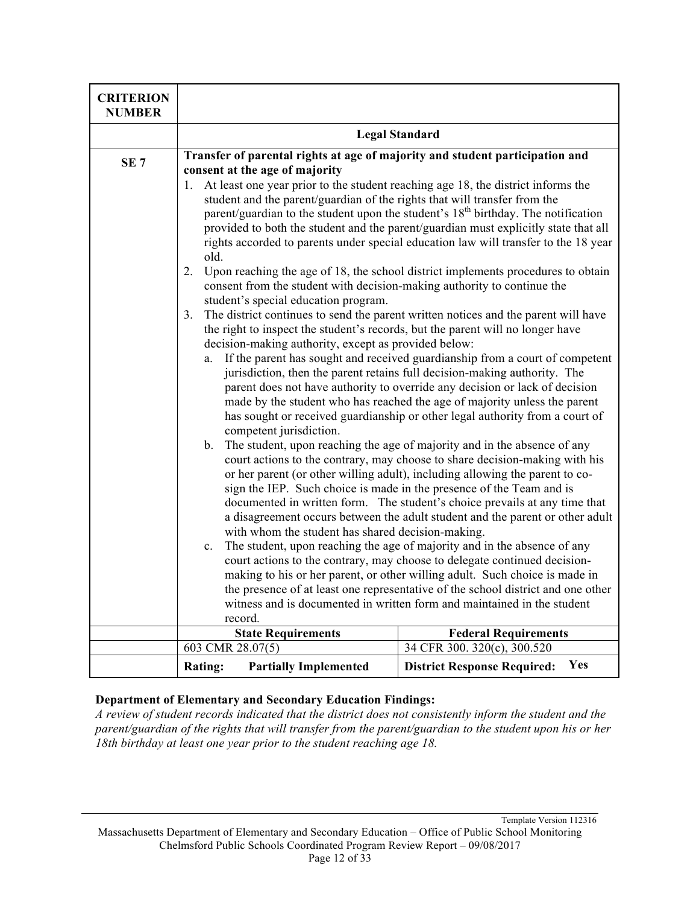| CRITERION NUMBER | | |
|---|---|---|
| | **Legal Standard** | |
| **SE 7** | **Transfer of parental rights at age of majority and student participation and consent at the age of majority**<br>1. At least one year prior to the student reaching age 18, the district informs the student and the parent/guardian of the rights that will transfer from the parent/guardian to the student upon the student's 18th birthday. The notification provided to both the student and the parent/guardian must explicitly state that all rights accorded to parents under special education law will transfer to the 18 year old.<br>2. Upon reaching the age of 18, the school district implements procedures to obtain consent from the student with decision-making authority to continue the student's special education program.<br>3. The district continues to send the parent written notices and the parent will have the right to inspect the student's records, but the parent will no longer have decision-making authority, except as provided below:<br>a. If the parent has sought and received guardianship from a court of competent jurisdiction, then the parent retains full decision-making authority. The parent does not have authority to override any decision or lack of decision made by the student who has reached the age of majority unless the parent has sought or received guardianship or other legal authority from a court of competent jurisdiction.<br>b. The student, upon reaching the age of majority and in the absence of any court actions to the contrary, may choose to share decision-making with his or her parent (or other willing adult), including allowing the parent to co-sign the IEP. Such choice is made in the presence of the Team and is documented in written form. The student's choice prevails at any time that a disagreement occurs between the adult student and the parent or other adult with whom the student has shared decision-making.<br>c. The student, upon reaching the age of majority and in the absence of any court actions to the contrary, may choose to delegate continued decision-making to his or her parent, or other willing adult. Such choice is made in the presence of at least one representative of the school district and one other witness and is documented in written form and maintained in the student record. | |
| | **State Requirements** | **Federal Requirements** |
| | 603 CMR 28.07(5) | 34 CFR 300. 320(c), 300.520 |
| | **Rating: Partially Implemented** | **District Response Required: Yes** |

**Department of Elementary and Secondary Education Findings:**

*A review of student records indicated that the district does not consistently inform the student and the parent/guardian of the rights that will transfer from the parent/guardian to the student upon his or her 18th birthday at least one year prior to the student reaching age 18.*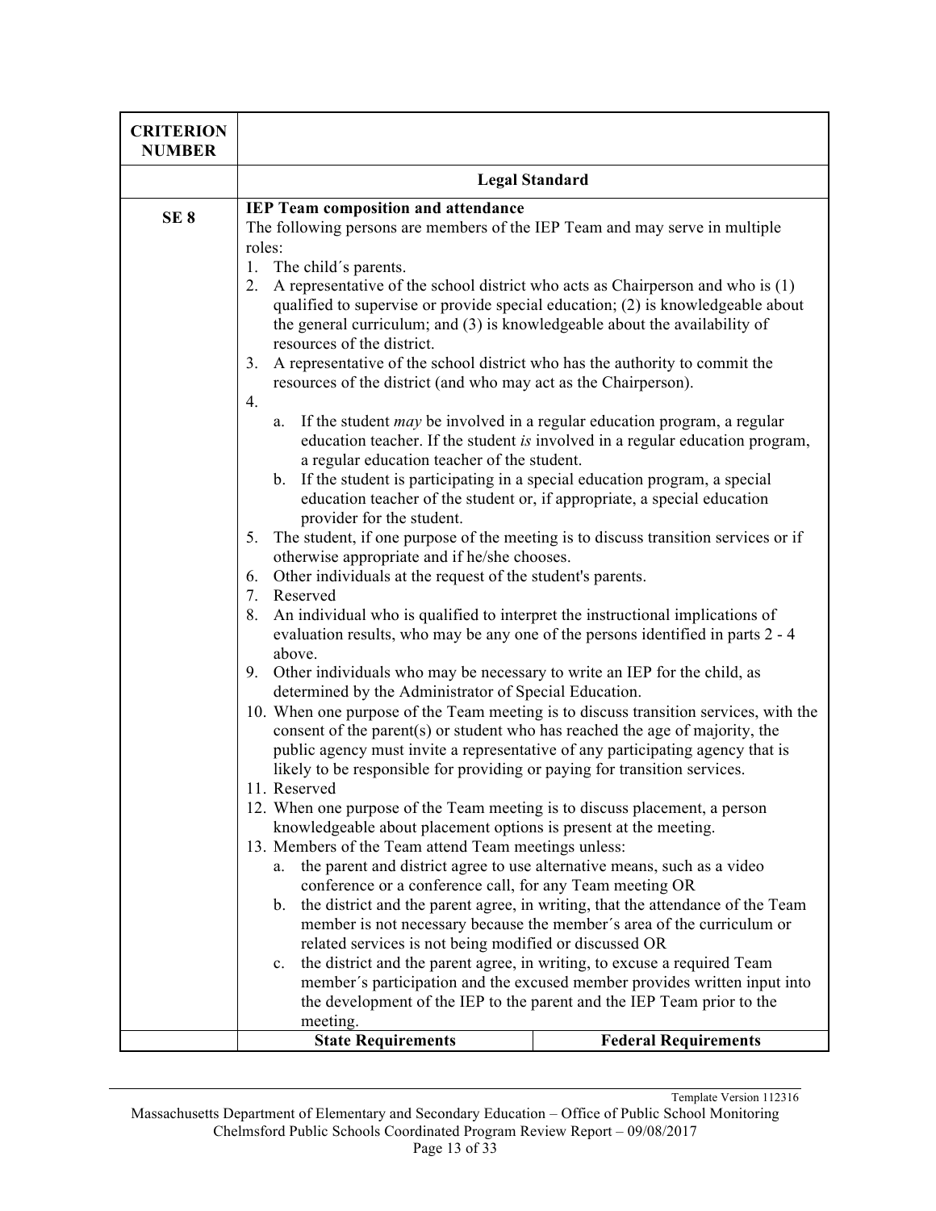| CRITERION NUMBER | | |
|---|---|---|
| | **Legal Standard** | |
| **SE 8** | **IEP Team composition and attendance**<br>The following persons are members of the IEP Team and may serve in multiple roles:<br>1. The child´s parents.<br>2. A representative of the school district who acts as Chairperson and who is (1) qualified to supervise or provide special education; (2) is knowledgeable about the general curriculum; and (3) is knowledgeable about the availability of resources of the district.<br>3. A representative of the school district who has the authority to commit the resources of the district (and who may act as the Chairperson).<br>4.<br>a. If the student *may* be involved in a regular education program, a regular education teacher. If the student *is* involved in a regular education program, a regular education teacher of the student.<br>b. If the student is participating in a special education program, a special education teacher of the student or, if appropriate, a special education provider for the student.<br>5. The student, if one purpose of the meeting is to discuss transition services or if otherwise appropriate and if he/she chooses.<br>6. Other individuals at the request of the student's parents.<br>7. Reserved<br>8. An individual who is qualified to interpret the instructional implications of evaluation results, who may be any one of the persons identified in parts 2 - 4 above.<br>9. Other individuals who may be necessary to write an IEP for the child, as determined by the Administrator of Special Education.<br>10. When one purpose of the Team meeting is to discuss transition services, with the consent of the parent(s) or student who has reached the age of majority, the public agency must invite a representative of any participating agency that is likely to be responsible for providing or paying for transition services.<br>11. Reserved<br>12. When one purpose of the Team meeting is to discuss placement, a person knowledgeable about placement options is present at the meeting.<br>13. Members of the Team attend Team meetings unless:<br>a. the parent and district agree to use alternative means, such as a video conference or a conference call, for any Team meeting OR<br>b. the district and the parent agree, in writing, that the attendance of the Team member is not necessary because the member´s area of the curriculum or related services is not being modified or discussed OR<br>c. the district and the parent agree, in writing, to excuse a required Team member´s participation and the excused member provides written input into the development of the IEP to the parent and the IEP Team prior to the meeting. | |
| | **State Requirements** | **Federal Requirements** |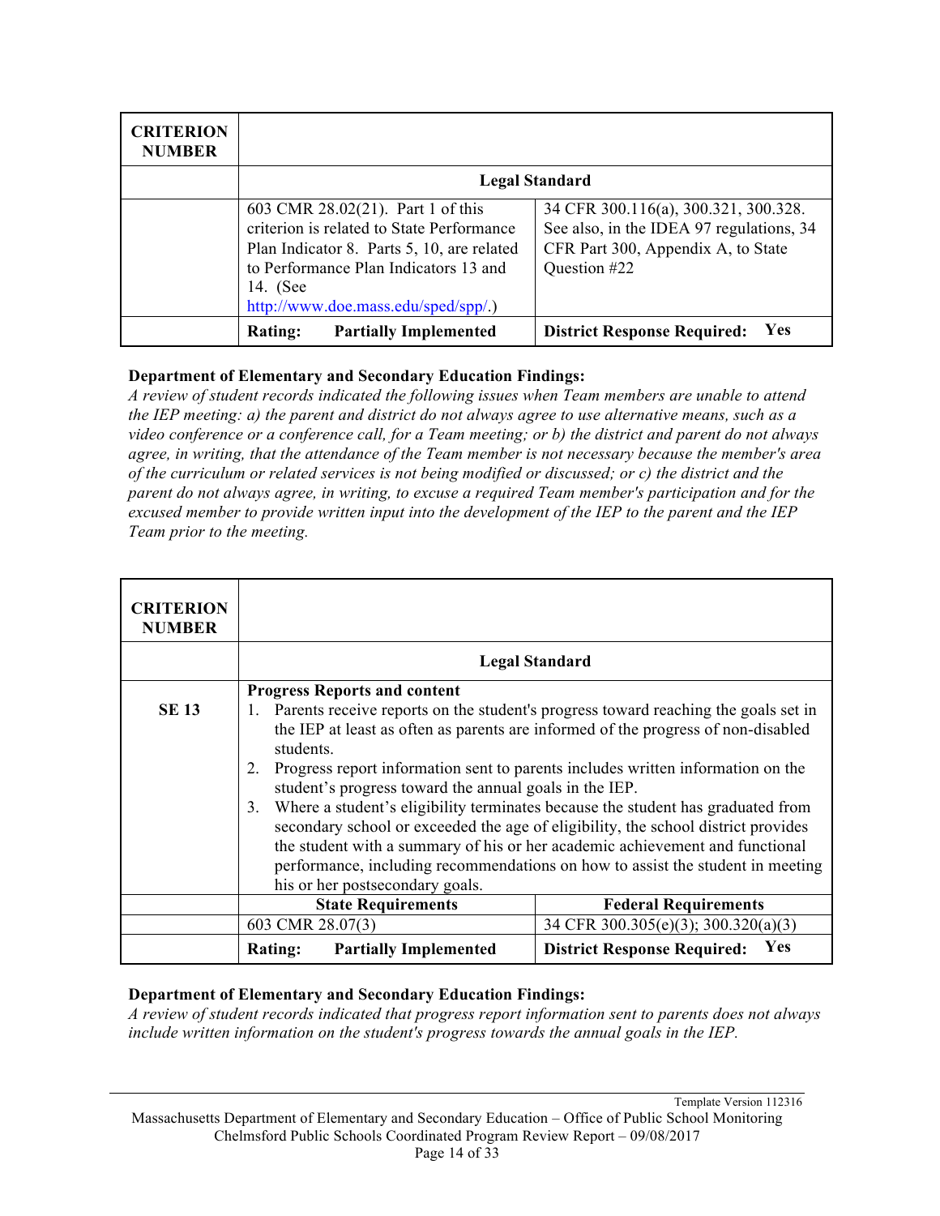| CRITERION NUMBER | | |
|---|---|---|
| | **Legal Standard** | |
| | 603 CMR 28.02(21). Part 1 of this criterion is related to State Performance Plan Indicator 8. Parts 5, 10, are related to Performance Plan Indicators 13 and 14. (See http://www.doe.mass.edu/sped/spp/.) | 34 CFR 300.116(a), 300.321, 300.328. See also, in the IDEA 97 regulations, 34 CFR Part 300, Appendix A, to State Question #22 |
| | **Rating: Partially Implemented** | **District Response Required: Yes** |

**Department of Elementary and Secondary Education Findings:**

*A review of student records indicated the following issues when Team members are unable to attend the IEP meeting: a) the parent and district do not always agree to use alternative means, such as a video conference or a conference call, for a Team meeting; or b) the district and parent do not always agree, in writing, that the attendance of the Team member is not necessary because the member's area of the curriculum or related services is not being modified or discussed; or c) the district and the parent do not always agree, in writing, to excuse a required Team member's participation and for the excused member to provide written input into the development of the IEP to the parent and the IEP Team prior to the meeting.*

| CRITERION NUMBER | | |
|---|---|---|
| | **Legal Standard** | |
| **SE 13** | **Progress Reports and content**<br>1. Parents receive reports on the student's progress toward reaching the goals set in the IEP at least as often as parents are informed of the progress of non-disabled students.<br>2. Progress report information sent to parents includes written information on the student's progress toward the annual goals in the IEP.<br>3. Where a student's eligibility terminates because the student has graduated from secondary school or exceeded the age of eligibility, the school district provides the student with a summary of his or her academic achievement and functional performance, including recommendations on how to assist the student in meeting his or her postsecondary goals. | |
| | **State Requirements** | **Federal Requirements** |
| | 603 CMR 28.07(3) | 34 CFR 300.305(e)(3); 300.320(a)(3) |
| | **Rating: Partially Implemented** | **District Response Required: Yes** |

**Department of Elementary and Secondary Education Findings:**

*A review of student records indicated that progress report information sent to parents does not always include written information on the student's progress towards the annual goals in the IEP.*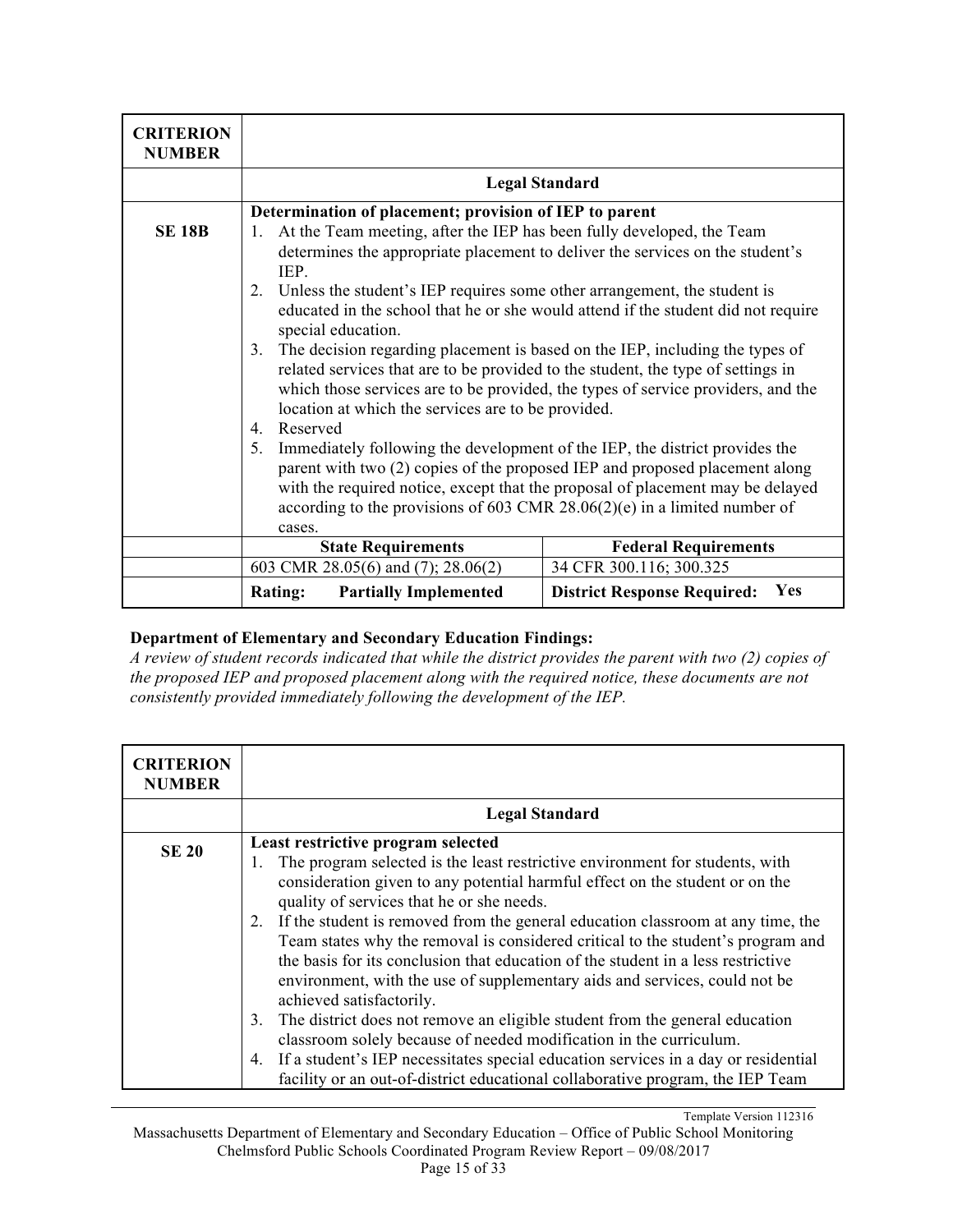| CRITERION NUMBER | | |
|---|---|---|
| | **Legal Standard** | |
| **SE 18B** | **Determination of placement; provision of IEP to parent**<br>1. At the Team meeting, after the IEP has been fully developed, the Team determines the appropriate placement to deliver the services on the student's IEP.<br>2. Unless the student's IEP requires some other arrangement, the student is educated in the school that he or she would attend if the student did not require special education.<br>3. The decision regarding placement is based on the IEP, including the types of related services that are to be provided to the student, the type of settings in which those services are to be provided, the types of service providers, and the location at which the services are to be provided.<br>4. Reserved<br>5. Immediately following the development of the IEP, the district provides the parent with two (2) copies of the proposed IEP and proposed placement along with the required notice, except that the proposal of placement may be delayed according to the provisions of 603 CMR 28.06(2)(e) in a limited number of cases. | |
| | **State Requirements** | **Federal Requirements** |
| | 603 CMR 28.05(6) and (7); 28.06(2) | 34 CFR 300.116; 300.325 |
| | **Rating: Partially Implemented** | **District Response Required: Yes** |

**Department of Elementary and Secondary Education Findings:**

*A review of student records indicated that while the district provides the parent with two (2) copies of the proposed IEP and proposed placement along with the required notice, these documents are not consistently provided immediately following the development of the IEP.*

| CRITERION NUMBER | |
|---|---|
| | **Legal Standard** |
| **SE 20** | **Least restrictive program selected**<br>1. The program selected is the least restrictive environment for students, with consideration given to any potential harmful effect on the student or on the quality of services that he or she needs.<br>2. If the student is removed from the general education classroom at any time, the Team states why the removal is considered critical to the student's program and the basis for its conclusion that education of the student in a less restrictive environment, with the use of supplementary aids and services, could not be achieved satisfactorily.<br>3. The district does not remove an eligible student from the general education classroom solely because of needed modification in the curriculum.<br>4. If a student's IEP necessitates special education services in a day or residential facility or an out-of-district educational collaborative program, the IEP Team |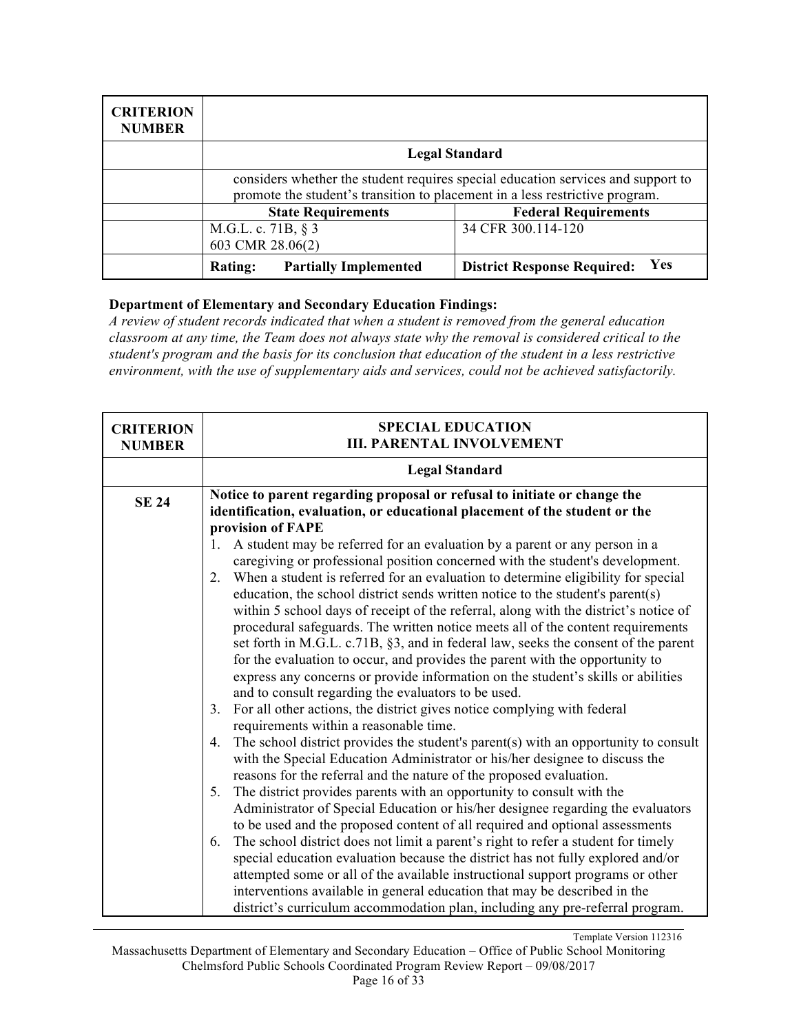| CRITERION NUMBER | | |
|---|---|---|
| | **Legal Standard** | |
| | considers whether the student requires special education services and support to promote the student's transition to placement in a less restrictive program. | |
| | **State Requirements** | **Federal Requirements** |
| | M.G.L. c. 71B, § 3<br>603 CMR 28.06(2) | 34 CFR 300.114-120 |
| | **Rating: Partially Implemented** | **District Response Required: Yes** |

**Department of Elementary and Secondary Education Findings:**

*A review of student records indicated that when a student is removed from the general education classroom at any time, the Team does not always state why the removal is considered critical to the student's program and the basis for its conclusion that education of the student in a less restrictive environment, with the use of supplementary aids and services, could not be achieved satisfactorily.*

| CRITERION NUMBER | SPECIAL EDUCATION<br>III. PARENTAL INVOLVEMENT |
|---|---|
| | **Legal Standard** |
| **SE 24** | **Notice to parent regarding proposal or refusal to initiate or change the identification, evaluation, or educational placement of the student or the provision of FAPE**<br>1. A student may be referred for an evaluation by a parent or any person in a caregiving or professional position concerned with the student's development.<br>2. When a student is referred for an evaluation to determine eligibility for special education, the school district sends written notice to the student's parent(s) within 5 school days of receipt of the referral, along with the district's notice of procedural safeguards. The written notice meets all of the content requirements set forth in M.G.L. c.71B, §3, and in federal law, seeks the consent of the parent for the evaluation to occur, and provides the parent with the opportunity to express any concerns or provide information on the student's skills or abilities and to consult regarding the evaluators to be used.<br>3. For all other actions, the district gives notice complying with federal requirements within a reasonable time.<br>4. The school district provides the student's parent(s) with an opportunity to consult with the Special Education Administrator or his/her designee to discuss the reasons for the referral and the nature of the proposed evaluation.<br>5. The district provides parents with an opportunity to consult with the Administrator of Special Education or his/her designee regarding the evaluators to be used and the proposed content of all required and optional assessments<br>6. The school district does not limit a parent's right to refer a student for timely special education evaluation because the district has not fully explored and/or attempted some or all of the available instructional support programs or other interventions available in general education that may be described in the district's curriculum accommodation plan, including any pre-referral program. |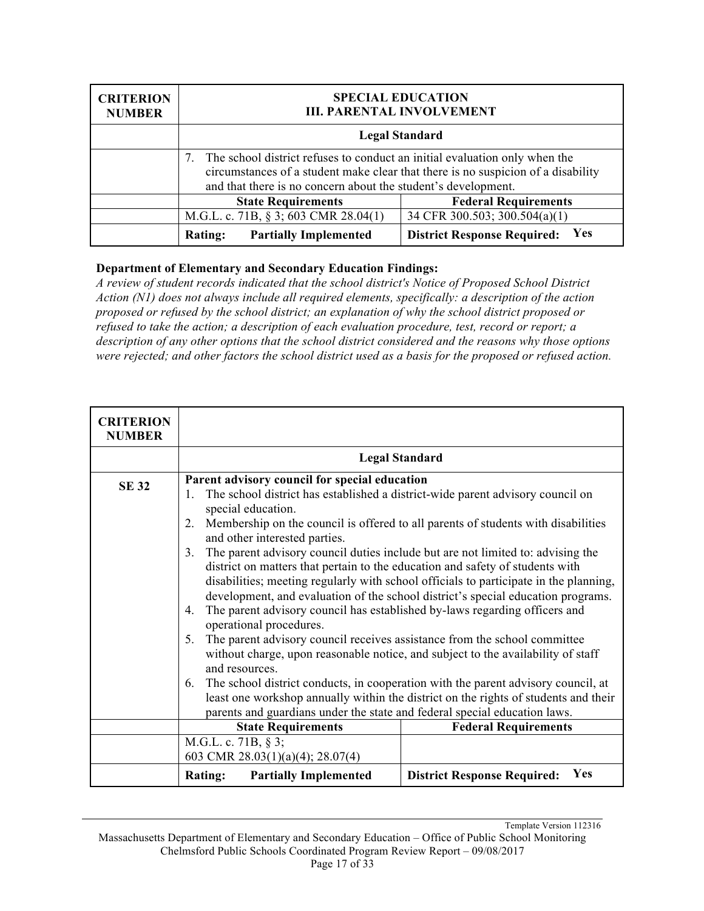| CRITERION NUMBER | SPECIAL EDUCATION<br>III. PARENTAL INVOLVEMENT | |
|---|---|---|
| | **Legal Standard** | |
| | 7. The school district refuses to conduct an initial evaluation only when the circumstances of a student make clear that there is no suspicion of a disability and that there is no concern about the student's development. | |
| | **State Requirements** | **Federal Requirements** |
| | M.G.L. c. 71B, § 3; 603 CMR 28.04(1) | 34 CFR 300.503; 300.504(a)(1) |
| | **Rating: Partially Implemented** | **District Response Required: Yes** |

**Department of Elementary and Secondary Education Findings:**

*A review of student records indicated that the school district's Notice of Proposed School District Action (N1) does not always include all required elements, specifically: a description of the action proposed or refused by the school district; an explanation of why the school district proposed or refused to take the action; a description of each evaluation procedure, test, record or report; a description of any other options that the school district considered and the reasons why those options were rejected; and other factors the school district used as a basis for the proposed or refused action.*

| CRITERION NUMBER | | |
|---|---|---|
| | **Legal Standard** | |
| SE 32 | **Parent advisory council for special education**<br>1. The school district has established a district-wide parent advisory council on special education.<br>2. Membership on the council is offered to all parents of students with disabilities and other interested parties.<br>3. The parent advisory council duties include but are not limited to: advising the district on matters that pertain to the education and safety of students with disabilities; meeting regularly with school officials to participate in the planning, development, and evaluation of the school district's special education programs.<br>4. The parent advisory council has established by-laws regarding officers and operational procedures.<br>5. The parent advisory council receives assistance from the school committee without charge, upon reasonable notice, and subject to the availability of staff and resources.<br>6. The school district conducts, in cooperation with the parent advisory council, at least one workshop annually within the district on the rights of students and their parents and guardians under the state and federal special education laws. | |
| | **State Requirements** | **Federal Requirements** |
| | M.G.L. c. 71B, § 3;<br>603 CMR 28.03(1)(a)(4); 28.07(4) | |
| | **Rating: Partially Implemented** | **District Response Required: Yes** |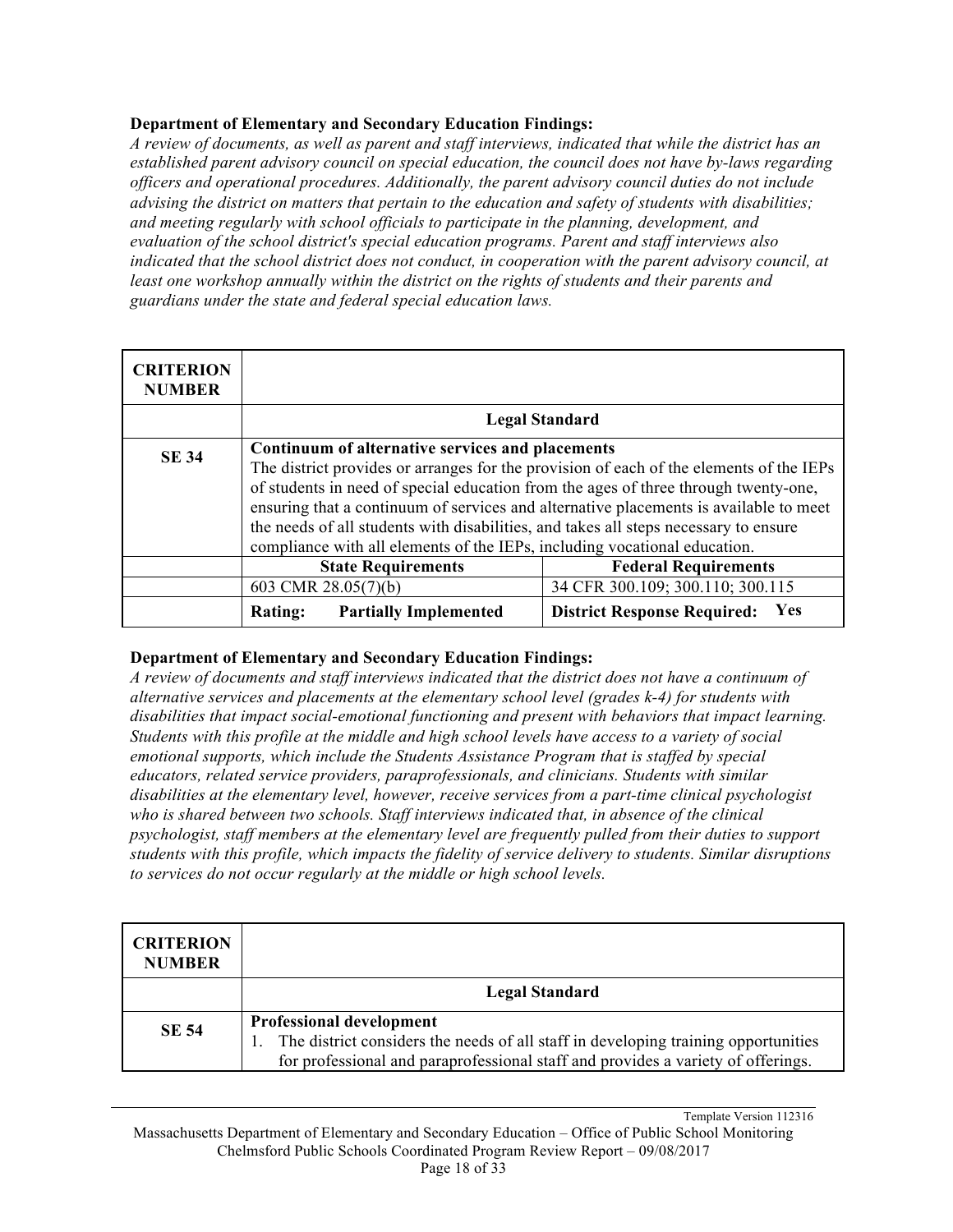**Department of Elementary and Secondary Education Findings:**

*A review of documents, as well as parent and staff interviews, indicated that while the district has an established parent advisory council on special education, the council does not have by-laws regarding officers and operational procedures. Additionally, the parent advisory council duties do not include advising the district on matters that pertain to the education and safety of students with disabilities; and meeting regularly with school officials to participate in the planning, development, and evaluation of the school district's special education programs. Parent and staff interviews also indicated that the school district does not conduct, in cooperation with the parent advisory council, at least one workshop annually within the district on the rights of students and their parents and guardians under the state and federal special education laws.*

| CRITERION NUMBER | | |
|---|---|---|
| | **Legal Standard** | |
| **SE 34** | **Continuum of alternative services and placements**<br>The district provides or arranges for the provision of each of the elements of the IEPs of students in need of special education from the ages of three through twenty-one, ensuring that a continuum of services and alternative placements is available to meet the needs of all students with disabilities, and takes all steps necessary to ensure compliance with all elements of the IEPs, including vocational education. | |
| | **State Requirements** | **Federal Requirements** |
| | 603 CMR 28.05(7)(b) | 34 CFR 300.109; 300.110; 300.115 |
| | **Rating: Partially Implemented** | **District Response Required: Yes** |

**Department of Elementary and Secondary Education Findings:**

*A review of documents and staff interviews indicated that the district does not have a continuum of alternative services and placements at the elementary school level (grades k-4) for students with disabilities that impact social-emotional functioning and present with behaviors that impact learning. Students with this profile at the middle and high school levels have access to a variety of social emotional supports, which include the Students Assistance Program that is staffed by special educators, related service providers, paraprofessionals, and clinicians. Students with similar disabilities at the elementary level, however, receive services from a part-time clinical psychologist who is shared between two schools. Staff interviews indicated that, in absence of the clinical psychologist, staff members at the elementary level are frequently pulled from their duties to support students with this profile, which impacts the fidelity of service delivery to students. Similar disruptions to services do not occur regularly at the middle or high school levels.*

| CRITERION NUMBER | |
|---|---|
| | **Legal Standard** |
| **SE 54** | **Professional development**<br>1. The district considers the needs of all staff in developing training opportunities for professional and paraprofessional staff and provides a variety of offerings. |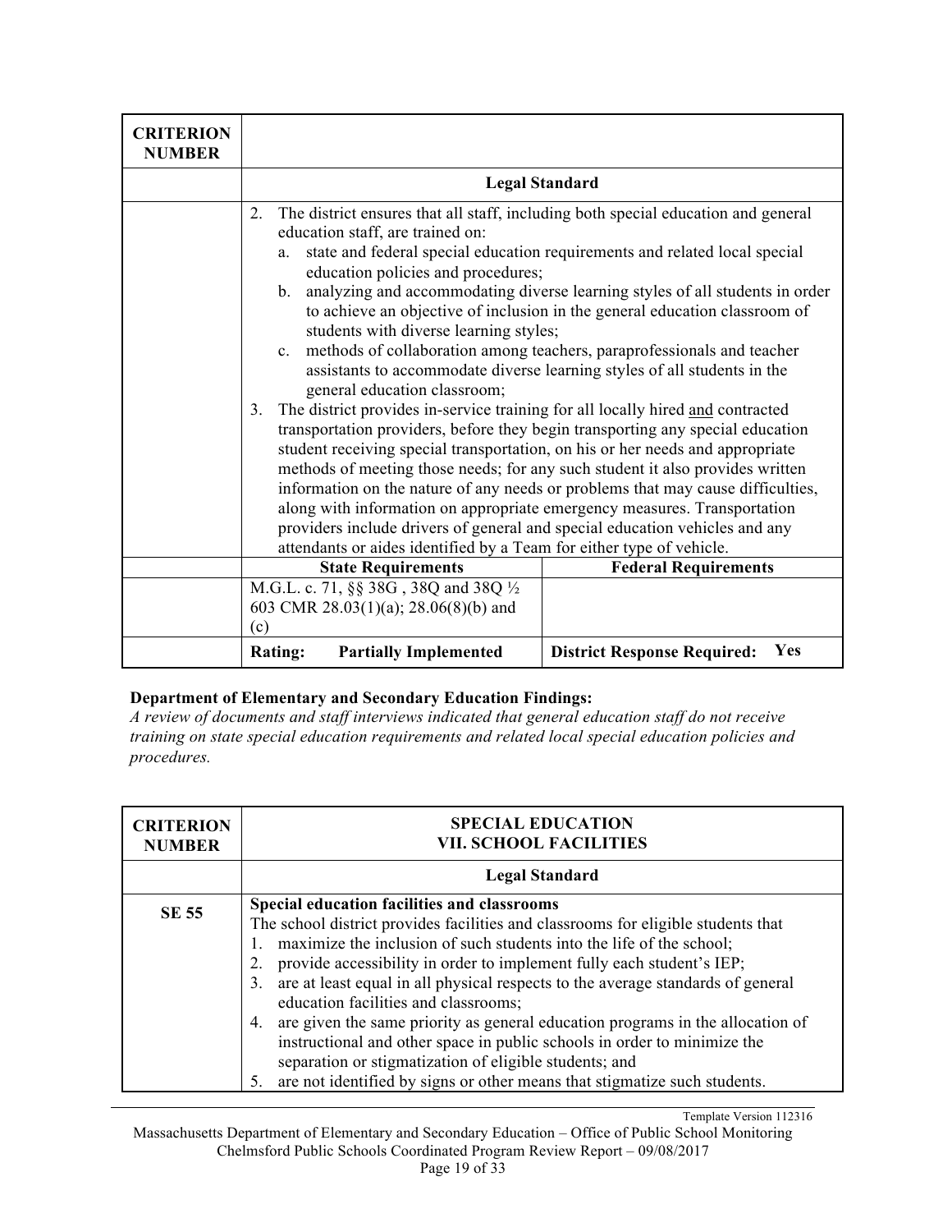| CRITERION NUMBER | | |
|---|---|---|
| | **Legal Standard** | |
| | 2. The district ensures that all staff, including both special education and general education staff, are trained on:<br>a. state and federal special education requirements and related local special education policies and procedures;<br>b. analyzing and accommodating diverse learning styles of all students in order to achieve an objective of inclusion in the general education classroom of students with diverse learning styles;<br>c. methods of collaboration among teachers, paraprofessionals and teacher assistants to accommodate diverse learning styles of all students in the general education classroom;<br>3. The district provides in-service training for all locally hired and contracted transportation providers, before they begin transporting any special education student receiving special transportation, on his or her needs and appropriate methods of meeting those needs; for any such student it also provides written information on the nature of any needs or problems that may cause difficulties, along with information on appropriate emergency measures. Transportation providers include drivers of general and special education vehicles and any attendants or aides identified by a Team for either type of vehicle. | |
| | **State Requirements** | **Federal Requirements** |
| | M.G.L. c. 71, §§ 38G , 38Q and 38Q ½<br>603 CMR 28.03(1)(a); 28.06(8)(b) and (c) | |
| | **Rating: Partially Implemented** | **District Response Required: Yes** |

**Department of Elementary and Secondary Education Findings:**

*A review of documents and staff interviews indicated that general education staff do not receive training on state special education requirements and related local special education policies and procedures.*

| CRITERION NUMBER | SPECIAL EDUCATION<br>VII. SCHOOL FACILITIES |
|---|---|
| | **Legal Standard** |
| **SE 55** | **Special education facilities and classrooms**<br>The school district provides facilities and classrooms for eligible students that<br>1. maximize the inclusion of such students into the life of the school;<br>2. provide accessibility in order to implement fully each student's IEP;<br>3. are at least equal in all physical respects to the average standards of general education facilities and classrooms;<br>4. are given the same priority as general education programs in the allocation of instructional and other space in public schools in order to minimize the separation or stigmatization of eligible students; and<br>5. are not identified by signs or other means that stigmatize such students. |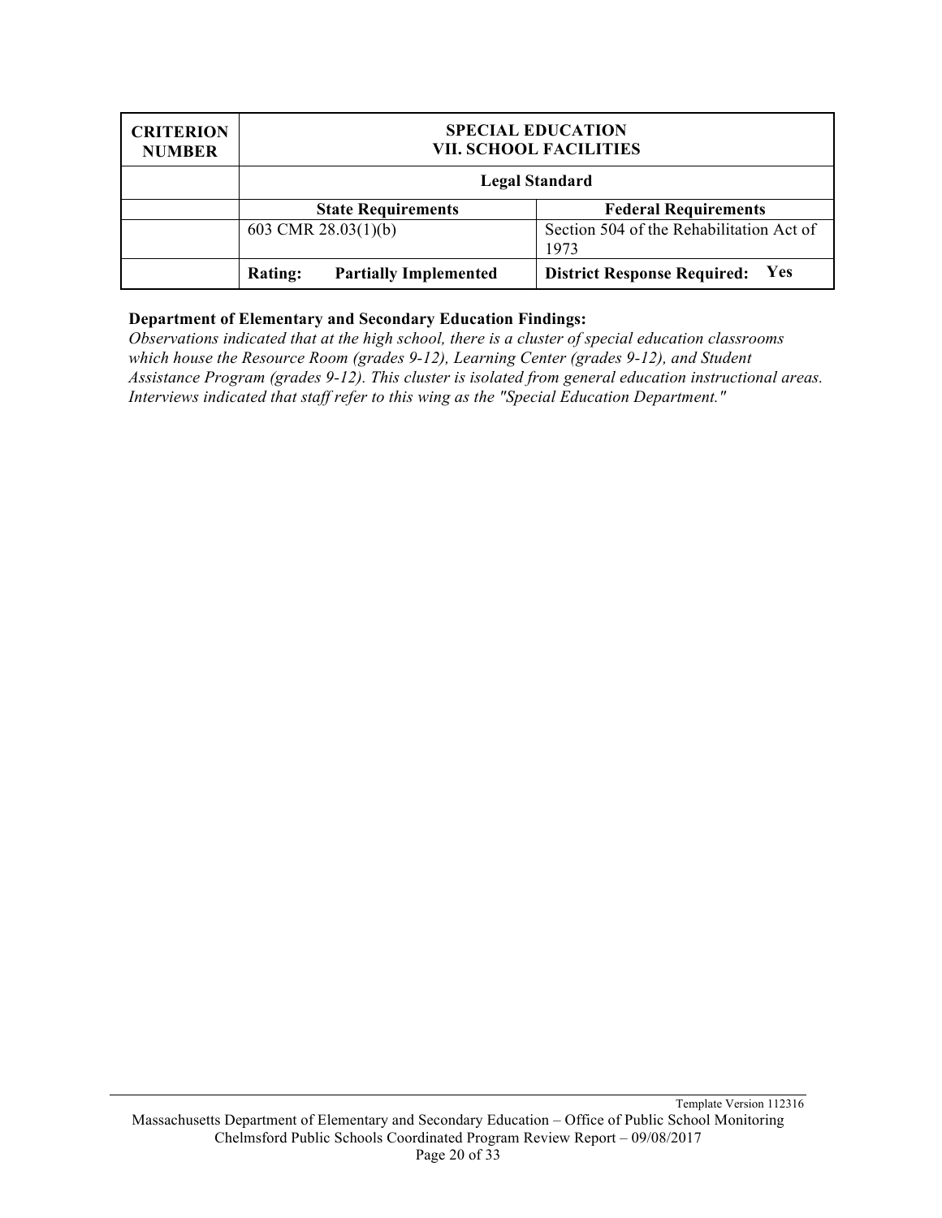| CRITERION NUMBER | SPECIAL EDUCATION<br>VII. SCHOOL FACILITIES | |
|---|---|---|
| | **Legal Standard** | |
| | **State Requirements** | **Federal Requirements** |
| | 603 CMR 28.03(1)(b) | Section 504 of the Rehabilitation Act of 1973 |
| | **Rating:** **Partially Implemented** | **District Response Required:** **Yes** |

**Department of Elementary and Secondary Education Findings:**

*Observations indicated that at the high school, there is a cluster of special education classrooms which house the Resource Room (grades 9-12), Learning Center (grades 9-12), and Student Assistance Program (grades 9-12). This cluster is isolated from general education instructional areas. Interviews indicated that staff refer to this wing as the "Special Education Department."*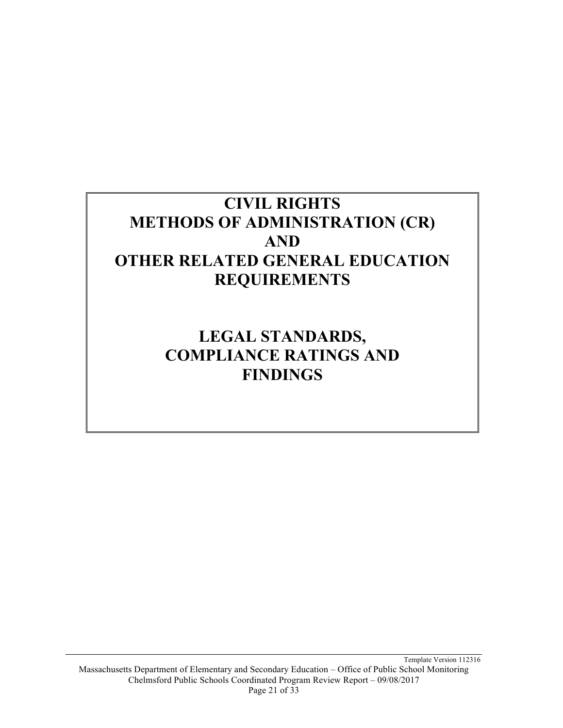# CIVIL RIGHTS METHODS OF ADMINISTRATION (CR) AND OTHER RELATED GENERAL EDUCATION REQUIREMENTS

# LEGAL STANDARDS, COMPLIANCE RATINGS AND FINDINGS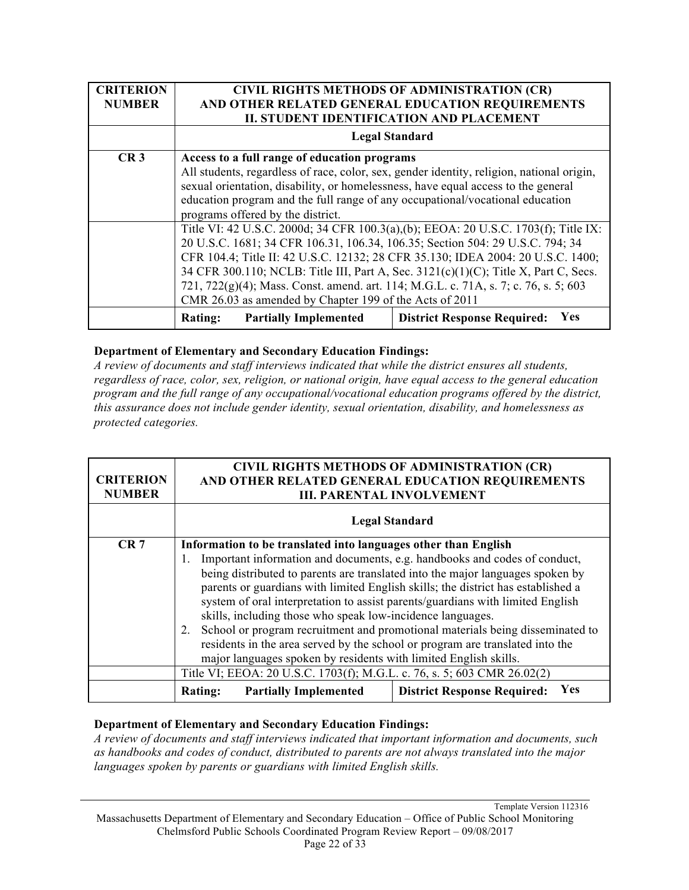| CRITERION NUMBER | CIVIL RIGHTS METHODS OF ADMINISTRATION (CR) AND OTHER RELATED GENERAL EDUCATION REQUIREMENTS II. STUDENT IDENTIFICATION AND PLACEMENT | |
|---|---|---|
| | **Legal Standard** | |
| **CR 3** | **Access to a full range of education programs** All students, regardless of race, color, sex, gender identity, religion, national origin, sexual orientation, disability, or homelessness, have equal access to the general education program and the full range of any occupational/vocational education programs offered by the district. | |
| | Title VI: 42 U.S.C. 2000d; 34 CFR 100.3(a),(b); EEOA: 20 U.S.C. 1703(f); Title IX: 20 U.S.C. 1681; 34 CFR 106.31, 106.34, 106.35; Section 504: 29 U.S.C. 794; 34 CFR 104.4; Title II: 42 U.S.C. 12132; 28 CFR 35.130; IDEA 2004: 20 U.S.C. 1400; 34 CFR 300.110; NCLB: Title III, Part A, Sec. 3121(c)(1)(C); Title X, Part C, Secs. 721, 722(g)(4); Mass. Const. amend. art. 114; M.G.L. c. 71A, s. 7; c. 76, s. 5; 603 CMR 26.03 as amended by Chapter 199 of the Acts of 2011 | |
| | **Rating: Partially Implemented** | **District Response Required: Yes** |

**Department of Elementary and Secondary Education Findings:**

*A review of documents and staff interviews indicated that while the district ensures all students, regardless of race, color, sex, religion, or national origin, have equal access to the general education program and the full range of any occupational/vocational education programs offered by the district, this assurance does not include gender identity, sexual orientation, disability, and homelessness as protected categories.*

| CRITERION NUMBER | CIVIL RIGHTS METHODS OF ADMINISTRATION (CR) AND OTHER RELATED GENERAL EDUCATION REQUIREMENTS III. PARENTAL INVOLVEMENT | |
|---|---|---|
| | **Legal Standard** | |
| **CR 7** | **Information to be translated into languages other than English** 1. Important information and documents, e.g. handbooks and codes of conduct, being distributed to parents are translated into the major languages spoken by parents or guardians with limited English skills; the district has established a system of oral interpretation to assist parents/guardians with limited English skills, including those who speak low-incidence languages. 2. School or program recruitment and promotional materials being disseminated to residents in the area served by the school or program are translated into the major languages spoken by residents with limited English skills. | |
| | Title VI; EEOA: 20 U.S.C. 1703(f); M.G.L. c. 76, s. 5; 603 CMR 26.02(2) | |
| | **Rating: Partially Implemented** | **District Response Required: Yes** |

**Department of Elementary and Secondary Education Findings:**

*A review of documents and staff interviews indicated that important information and documents, such as handbooks and codes of conduct, distributed to parents are not always translated into the major languages spoken by parents or guardians with limited English skills.*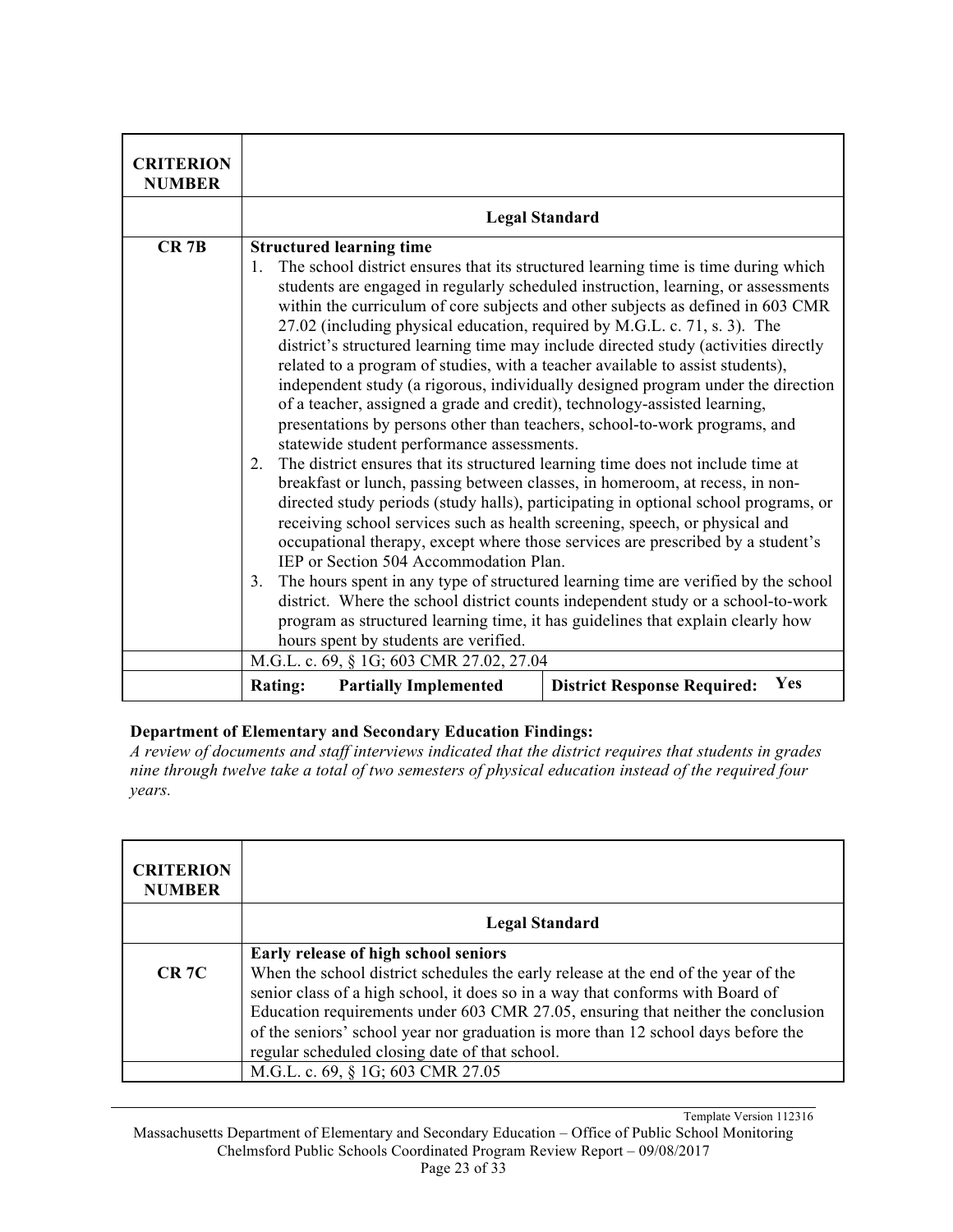| CRITERION NUMBER | | |
|---|---|---|
| | **Legal Standard** | |
| **CR 7B** | **Structured learning time**<br>1. The school district ensures that its structured learning time is time during which students are engaged in regularly scheduled instruction, learning, or assessments within the curriculum of core subjects and other subjects as defined in 603 CMR 27.02 (including physical education, required by M.G.L. c. 71, s. 3). The district's structured learning time may include directed study (activities directly related to a program of studies, with a teacher available to assist students), independent study (a rigorous, individually designed program under the direction of a teacher, assigned a grade and credit), technology-assisted learning, presentations by persons other than teachers, school-to-work programs, and statewide student performance assessments.<br>2. The district ensures that its structured learning time does not include time at breakfast or lunch, passing between classes, in homeroom, at recess, in non-directed study periods (study halls), participating in optional school programs, or receiving school services such as health screening, speech, or physical and occupational therapy, except where those services are prescribed by a student's IEP or Section 504 Accommodation Plan.<br>3. The hours spent in any type of structured learning time are verified by the school district. Where the school district counts independent study or a school-to-work program as structured learning time, it has guidelines that explain clearly how hours spent by students are verified. | |
| | M.G.L. c. 69, § 1G; 603 CMR 27.02, 27.04 | |
| | **Rating: Partially Implemented** | **District Response Required: Yes** |

**Department of Elementary and Secondary Education Findings:**

*A review of documents and staff interviews indicated that the district requires that students in grades nine through twelve take a total of two semesters of physical education instead of the required four years.*

| CRITERION NUMBER | |
|---|---|
| | **Legal Standard** |
| **CR 7C** | **Early release of high school seniors**<br>When the school district schedules the early release at the end of the year of the senior class of a high school, it does so in a way that conforms with Board of Education requirements under 603 CMR 27.05, ensuring that neither the conclusion of the seniors' school year nor graduation is more than 12 school days before the regular scheduled closing date of that school. |
| | M.G.L. c. 69, § 1G; 603 CMR 27.05 |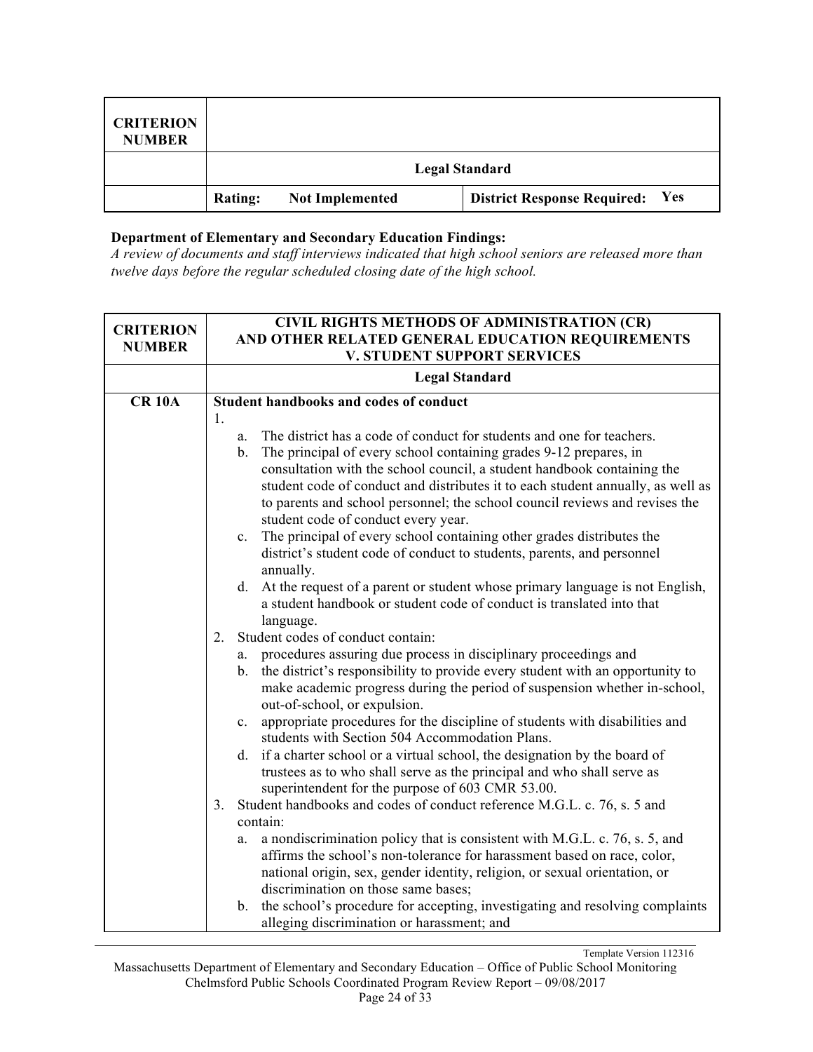| CRITERION NUMBER | | |
|---|---|---|
| | **Legal Standard** | |
| | **Rating:** **Not Implemented** | **District Response Required:** **Yes** |

**Department of Elementary and Secondary Education Findings:**
*A review of documents and staff interviews indicated that high school seniors are released more than twelve days before the regular scheduled closing date of the high school.*

| CRITERION NUMBER | CIVIL RIGHTS METHODS OF ADMINISTRATION (CR) AND OTHER RELATED GENERAL EDUCATION REQUIREMENTS V. STUDENT SUPPORT SERVICES |
|---|---|
| | **Legal Standard** |
| **CR 10A** | **Student handbooks and codes of conduct**<br>1.<br>a. The district has a code of conduct for students and one for teachers.<br>b. The principal of every school containing grades 9-12 prepares, in consultation with the school council, a student handbook containing the student code of conduct and distributes it to each student annually, as well as to parents and school personnel; the school council reviews and revises the student code of conduct every year.<br>c. The principal of every school containing other grades distributes the district's student code of conduct to students, parents, and personnel annually.<br>d. At the request of a parent or student whose primary language is not English, a student handbook or student code of conduct is translated into that language.<br>2. Student codes of conduct contain:<br>a. procedures assuring due process in disciplinary proceedings and<br>b. the district's responsibility to provide every student with an opportunity to make academic progress during the period of suspension whether in-school, out-of-school, or expulsion.<br>c. appropriate procedures for the discipline of students with disabilities and students with Section 504 Accommodation Plans.<br>d. if a charter school or a virtual school, the designation by the board of trustees as to who shall serve as the principal and who shall serve as superintendent for the purpose of 603 CMR 53.00.<br>3. Student handbooks and codes of conduct reference M.G.L. c. 76, s. 5 and contain:<br>a. a nondiscrimination policy that is consistent with M.G.L. c. 76, s. 5, and affirms the school's non-tolerance for harassment based on race, color, national origin, sex, gender identity, religion, or sexual orientation, or discrimination on those same bases;<br>b. the school's procedure for accepting, investigating and resolving complaints alleging discrimination or harassment; and |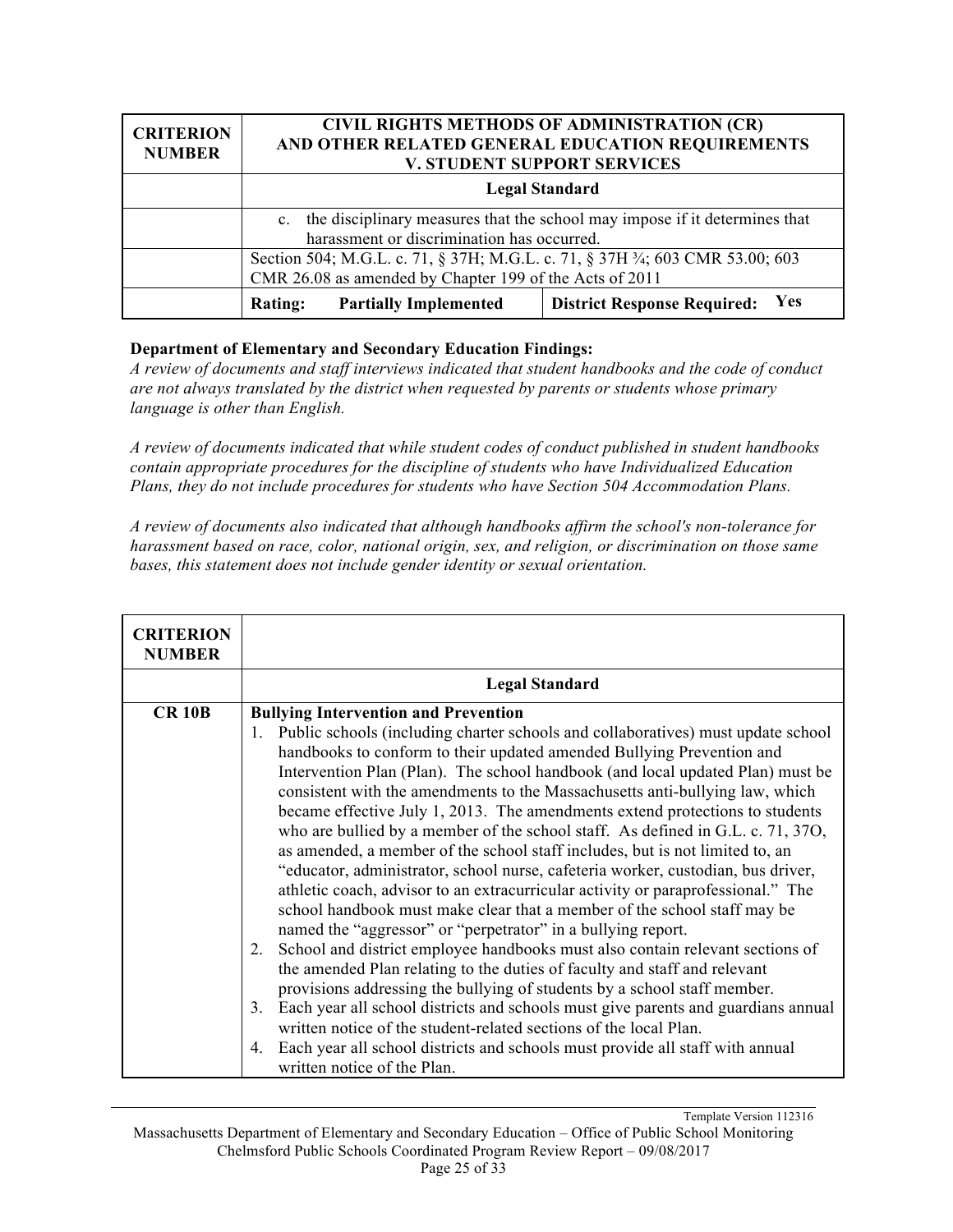| CRITERION NUMBER | CIVIL RIGHTS METHODS OF ADMINISTRATION (CR) AND OTHER RELATED GENERAL EDUCATION REQUIREMENTS V. STUDENT SUPPORT SERVICES | |
|---|---|---|
| | **Legal Standard** | |
| | c. the disciplinary measures that the school may impose if it determines that harassment or discrimination has occurred. | |
| | Section 504; M.G.L. c. 71, § 37H; M.G.L. c. 71, § 37H ¾; 603 CMR 53.00; 603 CMR 26.08 as amended by Chapter 199 of the Acts of 2011 | |
| | **Rating: Partially Implemented** | **District Response Required: Yes** |

**Department of Elementary and Secondary Education Findings:**

*A review of documents and staff interviews indicated that student handbooks and the code of conduct are not always translated by the district when requested by parents or students whose primary language is other than English.*

*A review of documents indicated that while student codes of conduct published in student handbooks contain appropriate procedures for the discipline of students who have Individualized Education Plans, they do not include procedures for students who have Section 504 Accommodation Plans.*

*A review of documents also indicated that although handbooks affirm the school's non-tolerance for harassment based on race, color, national origin, sex, and religion, or discrimination on those same bases, this statement does not include gender identity or sexual orientation.*

| CRITERION NUMBER | |
|---|---|
| | **Legal Standard** |
| **CR 10B** | **Bullying Intervention and Prevention**<br>1. Public schools (including charter schools and collaboratives) must update school handbooks to conform to their updated amended Bullying Prevention and Intervention Plan (Plan). The school handbook (and local updated Plan) must be consistent with the amendments to the Massachusetts anti-bullying law, which became effective July 1, 2013. The amendments extend protections to students who are bullied by a member of the school staff. As defined in G.L. c. 71, 37O, as amended, a member of the school staff includes, but is not limited to, an "educator, administrator, school nurse, cafeteria worker, custodian, bus driver, athletic coach, advisor to an extracurricular activity or paraprofessional." The school handbook must make clear that a member of the school staff may be named the "aggressor" or "perpetrator" in a bullying report.<br>2. School and district employee handbooks must also contain relevant sections of the amended Plan relating to the duties of faculty and staff and relevant provisions addressing the bullying of students by a school staff member.<br>3. Each year all school districts and schools must give parents and guardians annual written notice of the student-related sections of the local Plan.<br>4. Each year all school districts and schools must provide all staff with annual written notice of the Plan. |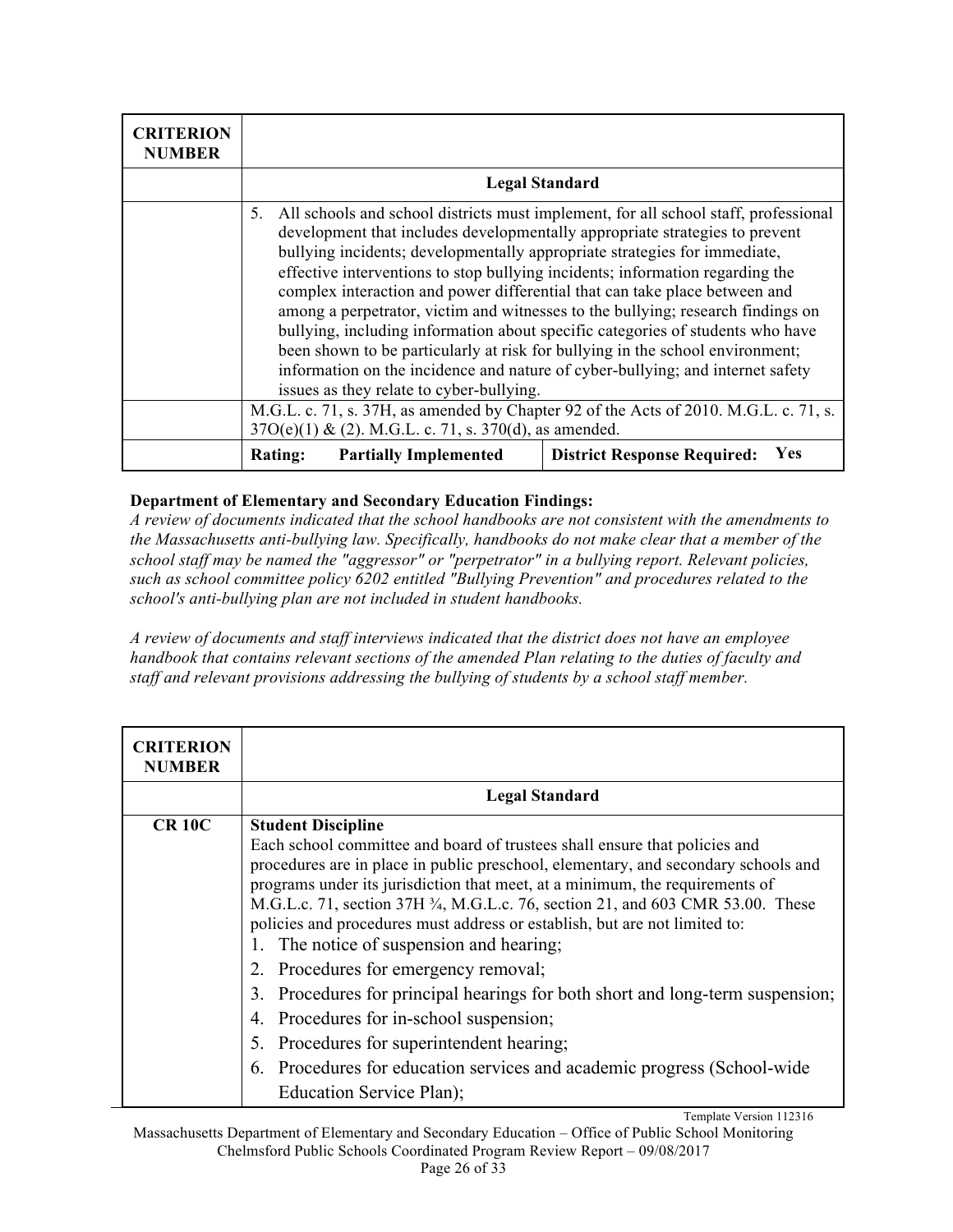| CRITERION NUMBER | | |
|---|---|---|
| | **Legal Standard** | |
| | 5. All schools and school districts must implement, for all school staff, professional development that includes developmentally appropriate strategies to prevent bullying incidents; developmentally appropriate strategies for immediate, effective interventions to stop bullying incidents; information regarding the complex interaction and power differential that can take place between and among a perpetrator, victim and witnesses to the bullying; research findings on bullying, including information about specific categories of students who have been shown to be particularly at risk for bullying in the school environment; information on the incidence and nature of cyber-bullying; and internet safety issues as they relate to cyber-bullying. | |
| | M.G.L. c. 71, s. 37H, as amended by Chapter 92 of the Acts of 2010. M.G.L. c. 71, s. 37O(e)(1) & (2). M.G.L. c. 71, s. 37O(d), as amended. | |
| | **Rating: Partially Implemented** | **District Response Required: Yes** |

**Department of Elementary and Secondary Education Findings:**

*A review of documents indicated that the school handbooks are not consistent with the amendments to the Massachusetts anti-bullying law. Specifically, handbooks do not make clear that a member of the school staff may be named the "aggressor" or "perpetrator" in a bullying report. Relevant policies, such as school committee policy 6202 entitled "Bullying Prevention" and procedures related to the school's anti-bullying plan are not included in student handbooks.*

*A review of documents and staff interviews indicated that the district does not have an employee handbook that contains relevant sections of the amended Plan relating to the duties of faculty and staff and relevant provisions addressing the bullying of students by a school staff member.*

| CRITERION NUMBER | |
|---|---|
| | **Legal Standard** |
| **CR 10C** | **Student Discipline**<br>Each school committee and board of trustees shall ensure that policies and procedures are in place in public preschool, elementary, and secondary schools and programs under its jurisdiction that meet, at a minimum, the requirements of M.G.L.c. 71, section 37H ¾, M.G.L.c. 76, section 21, and 603 CMR 53.00. These policies and procedures must address or establish, but are not limited to:<br>1. The notice of suspension and hearing;<br>2. Procedures for emergency removal;<br>3. Procedures for principal hearings for both short and long-term suspension;<br>4. Procedures for in-school suspension;<br>5. Procedures for superintendent hearing;<br>6. Procedures for education services and academic progress (School-wide Education Service Plan); |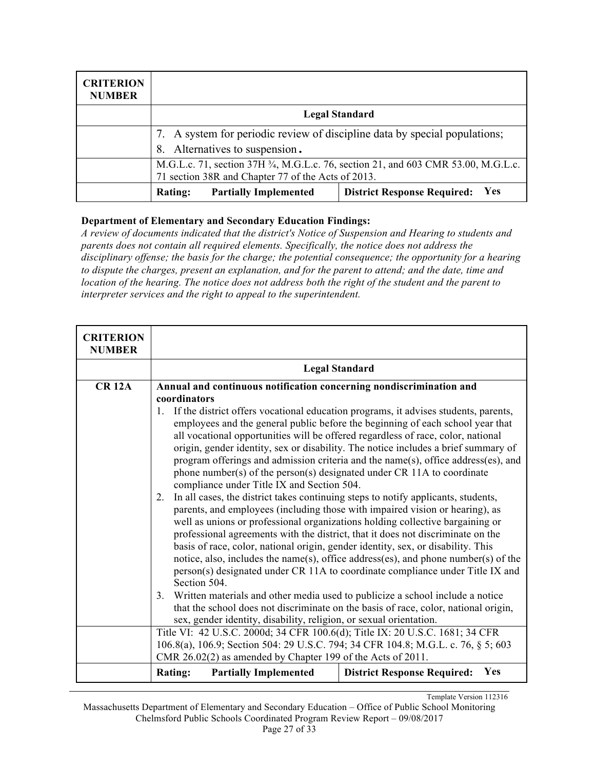| CRITERION NUMBER | | |
|---|---|---|
| | **Legal Standard** | |
| | 7. A system for periodic review of discipline data by special populations;<br>8. Alternatives to suspension**.** | |
| | M.G.L.c. 71, section 37H ¾, M.G.L.c. 76, section 21, and 603 CMR 53.00, M.G.L.c. 71 section 38R and Chapter 77 of the Acts of 2013. | |
| | **Rating: Partially Implemented** | **District Response Required: Yes** |

**Department of Elementary and Secondary Education Findings:**

*A review of documents indicated that the district's Notice of Suspension and Hearing to students and parents does not contain all required elements. Specifically, the notice does not address the disciplinary offense; the basis for the charge; the potential consequence; the opportunity for a hearing to dispute the charges, present an explanation, and for the parent to attend; and the date, time and location of the hearing. The notice does not address both the right of the student and the parent to interpreter services and the right to appeal to the superintendent.*

| CRITERION NUMBER | | |
|---|---|---|
| | **Legal Standard** | |
| **CR 12A** | **Annual and continuous notification concerning nondiscrimination and coordinators**<br>1. If the district offers vocational education programs, it advises students, parents, employees and the general public before the beginning of each school year that all vocational opportunities will be offered regardless of race, color, national origin, gender identity, sex or disability. The notice includes a brief summary of program offerings and admission criteria and the name(s), office address(es), and phone number(s) of the person(s) designated under CR 11A to coordinate compliance under Title IX and Section 504.<br>2. In all cases, the district takes continuing steps to notify applicants, students, parents, and employees (including those with impaired vision or hearing), as well as unions or professional organizations holding collective bargaining or professional agreements with the district, that it does not discriminate on the basis of race, color, national origin, gender identity, sex, or disability. This notice, also, includes the name(s), office address(es), and phone number(s) of the person(s) designated under CR 11A to coordinate compliance under Title IX and Section 504.<br>3. Written materials and other media used to publicize a school include a notice that the school does not discriminate on the basis of race, color, national origin, sex, gender identity, disability, religion, or sexual orientation. | |
| | Title VI: 42 U.S.C. 2000d; 34 CFR 100.6(d); Title IX: 20 U.S.C. 1681; 34 CFR 106.8(a), 106.9; Section 504: 29 U.S.C. 794; 34 CFR 104.8; M.G.L. c. 76, § 5; 603 CMR 26.02(2) as amended by Chapter 199 of the Acts of 2011. | |
| | **Rating: Partially Implemented** | **District Response Required: Yes** |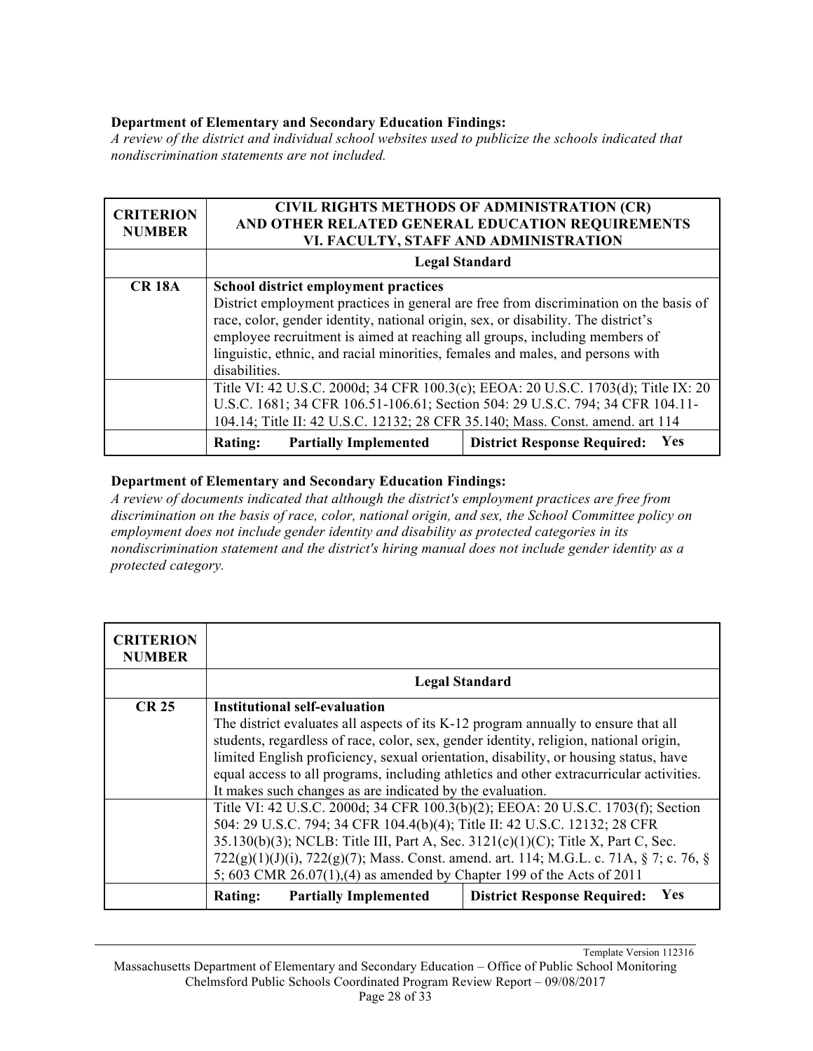**Department of Elementary and Secondary Education Findings:**
*A review of the district and individual school websites used to publicize the schools indicated that nondiscrimination statements are not included.*

| CRITERION NUMBER | CIVIL RIGHTS METHODS OF ADMINISTRATION (CR) AND OTHER RELATED GENERAL EDUCATION REQUIREMENTS VI. FACULTY, STAFF AND ADMINISTRATION | |
|---|---|---|
| | **Legal Standard** | |
| **CR 18A** | **School district employment practices** District employment practices in general are free from discrimination on the basis of race, color, gender identity, national origin, sex, or disability. The district's employee recruitment is aimed at reaching all groups, including members of linguistic, ethnic, and racial minorities, females and males, and persons with disabilities. | |
| | Title VI: 42 U.S.C. 2000d; 34 CFR 100.3(c); EEOA: 20 U.S.C. 1703(d); Title IX: 20 U.S.C. 1681; 34 CFR 106.51-106.61; Section 504: 29 U.S.C. 794; 34 CFR 104.11-104.14; Title II: 42 U.S.C. 12132; 28 CFR 35.140; Mass. Const. amend. art 114 | |
| | **Rating: Partially Implemented** | **District Response Required: Yes** |

**Department of Elementary and Secondary Education Findings:**
*A review of documents indicated that although the district's employment practices are free from discrimination on the basis of race, color, national origin, and sex, the School Committee policy on employment does not include gender identity and disability as protected categories in its nondiscrimination statement and the district's hiring manual does not include gender identity as a protected category.*

| CRITERION NUMBER | | |
|---|---|---|
| | **Legal Standard** | |
| **CR 25** | **Institutional self-evaluation** The district evaluates all aspects of its K-12 program annually to ensure that all students, regardless of race, color, sex, gender identity, religion, national origin, limited English proficiency, sexual orientation, disability, or housing status, have equal access to all programs, including athletics and other extracurricular activities. It makes such changes as are indicated by the evaluation. | |
| | Title VI: 42 U.S.C. 2000d; 34 CFR 100.3(b)(2); EEOA: 20 U.S.C. 1703(f); Section 504: 29 U.S.C. 794; 34 CFR 104.4(b)(4); Title II: 42 U.S.C. 12132; 28 CFR 35.130(b)(3); NCLB: Title III, Part A, Sec. 3121(c)(1)(C); Title X, Part C, Sec. 722(g)(1)(J)(i), 722(g)(7); Mass. Const. amend. art. 114; M.G.L. c. 71A, § 7; c. 76, § 5; 603 CMR 26.07(1),(4) as amended by Chapter 199 of the Acts of 2011 | |
| | **Rating: Partially Implemented** | **District Response Required: Yes** |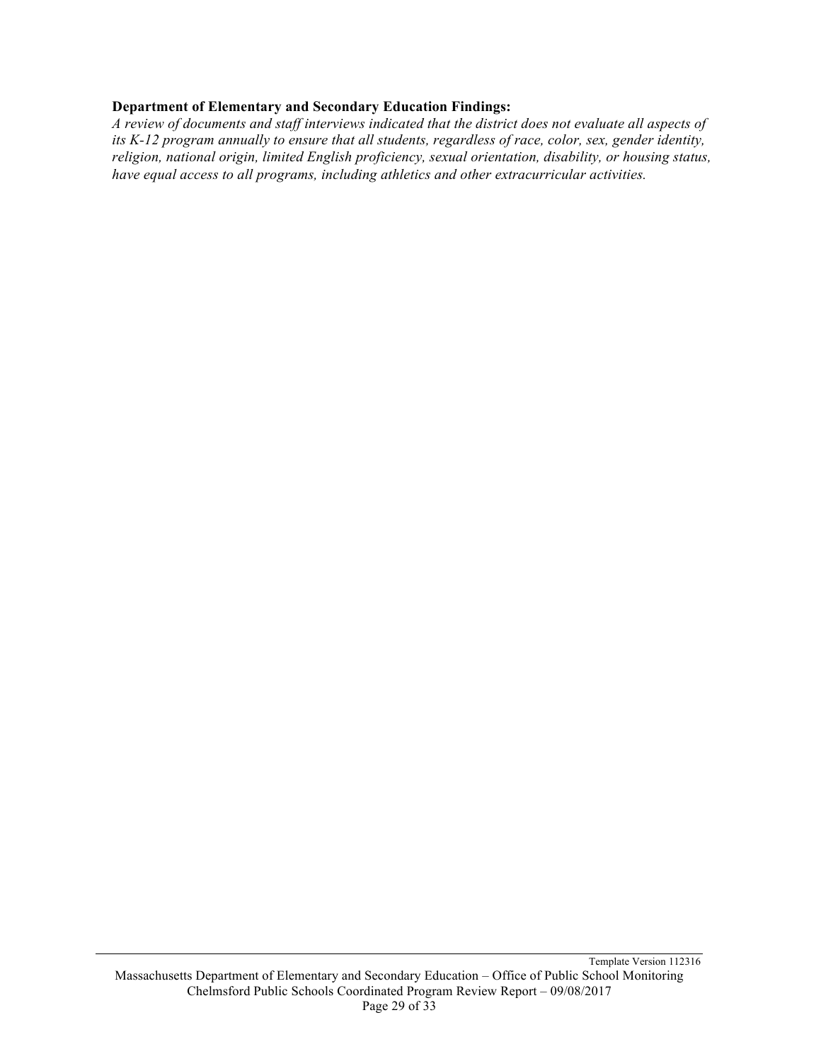**Department of Elementary and Secondary Education Findings:**

*A review of documents and staff interviews indicated that the district does not evaluate all aspects of its K-12 program annually to ensure that all students, regardless of race, color, sex, gender identity, religion, national origin, limited English proficiency, sexual orientation, disability, or housing status, have equal access to all programs, including athletics and other extracurricular activities.*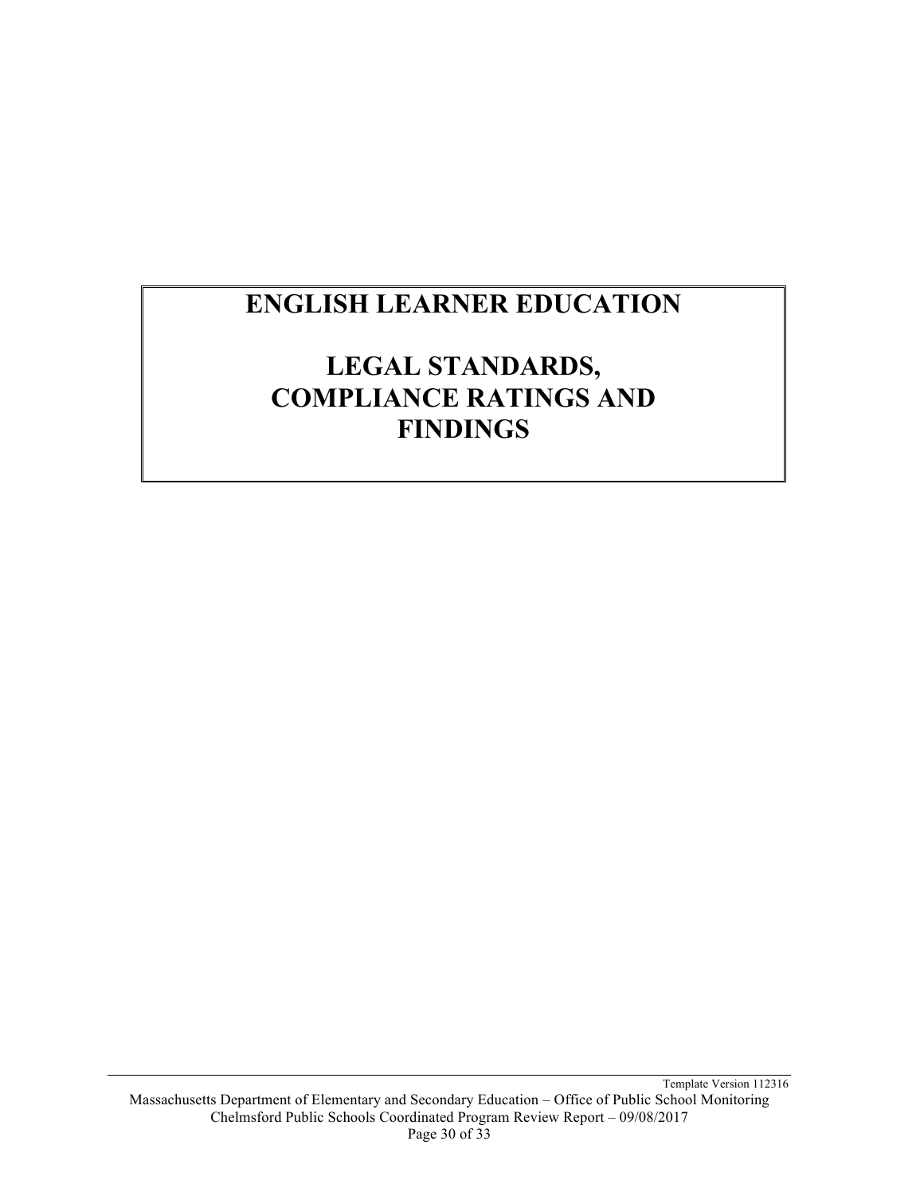# ENGLISH LEARNER EDUCATION

# LEGAL STANDARDS, COMPLIANCE RATINGS AND FINDINGS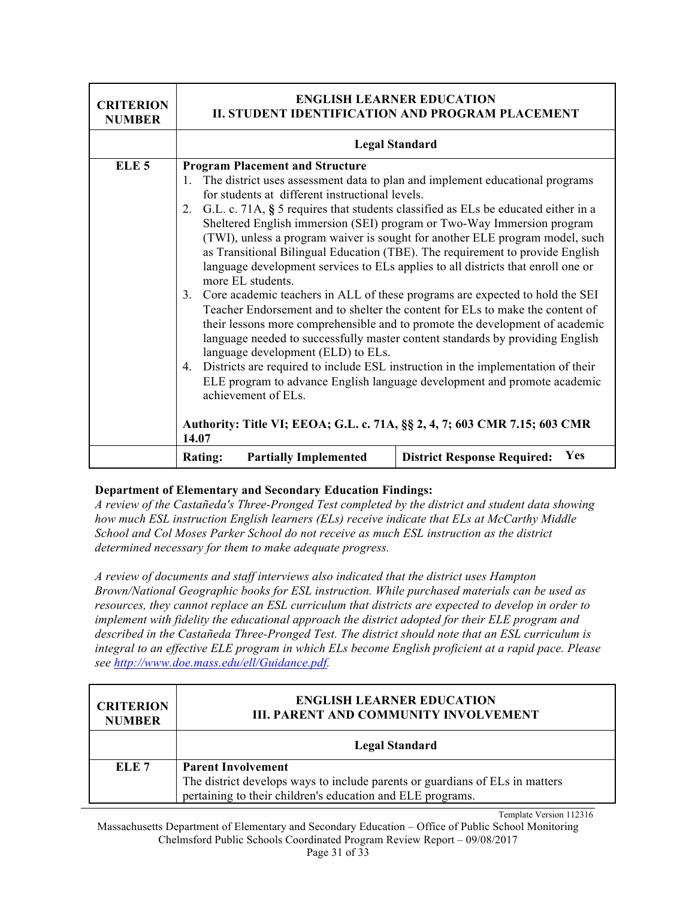| CRITERION NUMBER | ENGLISH LEARNER EDUCATION<br>II. STUDENT IDENTIFICATION AND PROGRAM PLACEMENT | |
|---|---|---|
| | **Legal Standard** | |
| **ELE 5** | **Program Placement and Structure**<br>1. The district uses assessment data to plan and implement educational programs for students at different instructional levels.<br>2. G.L. c. 71A, **§** 5 requires that students classified as ELs be educated either in a Sheltered English immersion (SEI) program or Two-Way Immersion program (TWI), unless a program waiver is sought for another ELE program model, such as Transitional Bilingual Education (TBE). The requirement to provide English language development services to ELs applies to all districts that enroll one or more EL students.<br>3. Core academic teachers in ALL of these programs are expected to hold the SEI Teacher Endorsement and to shelter the content for ELs to make the content of their lessons more comprehensible and to promote the development of academic language needed to successfully master content standards by providing English language development (ELD) to ELs.<br>4. Districts are required to include ESL instruction in the implementation of their ELE program to advance English language development and promote academic achievement of ELs.<br><br>**Authority: Title VI; EEOA; G.L. c. 71A, §§ 2, 4, 7; 603 CMR 7.15; 603 CMR 14.07** | |
| | **Rating: Partially Implemented** | **District Response Required: Yes** |

**Department of Elementary and Secondary Education Findings:**

*A review of the Castañeda's Three-Pronged Test completed by the district and student data showing how much ESL instruction English learners (ELs) receive indicate that ELs at McCarthy Middle School and Col Moses Parker School do not receive as much ESL instruction as the district determined necessary for them to make adequate progress.*

*A review of documents and staff interviews also indicated that the district uses Hampton Brown/National Geographic books for ESL instruction. While purchased materials can be used as resources, they cannot replace an ESL curriculum that districts are expected to develop in order to implement with fidelity the educational approach the district adopted for their ELE program and described in the Castañeda Three-Pronged Test. The district should note that an ESL curriculum is integral to an effective ELE program in which ELs become English proficient at a rapid pace. Please see http://www.doe.mass.edu/ell/Guidance.pdf.*

| CRITERION NUMBER | ENGLISH LEARNER EDUCATION<br>III. PARENT AND COMMUNITY INVOLVEMENT |
|---|---|
| | **Legal Standard** |
| **ELE 7** | **Parent Involvement**<br>The district develops ways to include parents or guardians of ELs in matters pertaining to their children's education and ELE programs. |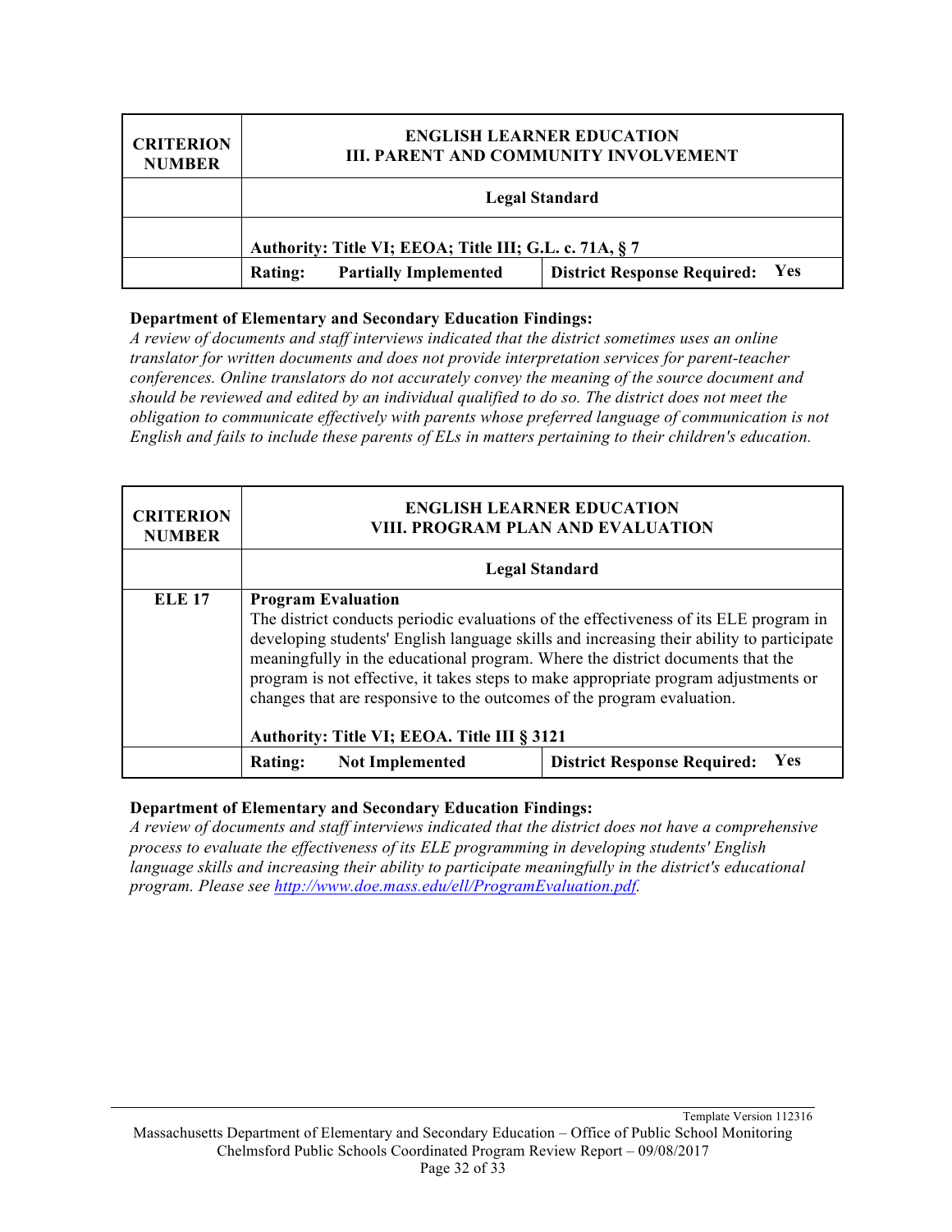| CRITERION NUMBER | ENGLISH LEARNER EDUCATION<br>III. PARENT AND COMMUNITY INVOLVEMENT | |
|---|---|---|
| | **Legal Standard** | |
| | **Authority: Title VI; EEOA; Title III; G.L. c. 71A, § 7** | |
| | **Rating:** **Partially Implemented** | **District Response Required:** **Yes** |

**Department of Elementary and Secondary Education Findings:**

*A review of documents and staff interviews indicated that the district sometimes uses an online translator for written documents and does not provide interpretation services for parent-teacher conferences. Online translators do not accurately convey the meaning of the source document and should be reviewed and edited by an individual qualified to do so. The district does not meet the obligation to communicate effectively with parents whose preferred language of communication is not English and fails to include these parents of ELs in matters pertaining to their children's education.*

| CRITERION NUMBER | ENGLISH LEARNER EDUCATION<br>VIII. PROGRAM PLAN AND EVALUATION | |
|---|---|---|
| | **Legal Standard** | |
| **ELE 17** | **Program Evaluation**<br>The district conducts periodic evaluations of the effectiveness of its ELE program in developing students' English language skills and increasing their ability to participate meaningfully in the educational program. Where the district documents that the program is not effective, it takes steps to make appropriate program adjustments or changes that are responsive to the outcomes of the program evaluation.<br><br>**Authority: Title VI; EEOA. Title III § 3121** | |
| | **Rating:** **Not Implemented** | **District Response Required:** **Yes** |

**Department of Elementary and Secondary Education Findings:**

*A review of documents and staff interviews indicated that the district does not have a comprehensive process to evaluate the effectiveness of its ELE programming in developing students' English language skills and increasing their ability to participate meaningfully in the district's educational program. Please see [http://www.doe.mass.edu/ell/ProgramEvaluation.pdf](http://www.doe.mass.edu/ell/ProgramEvaluation.pdf).*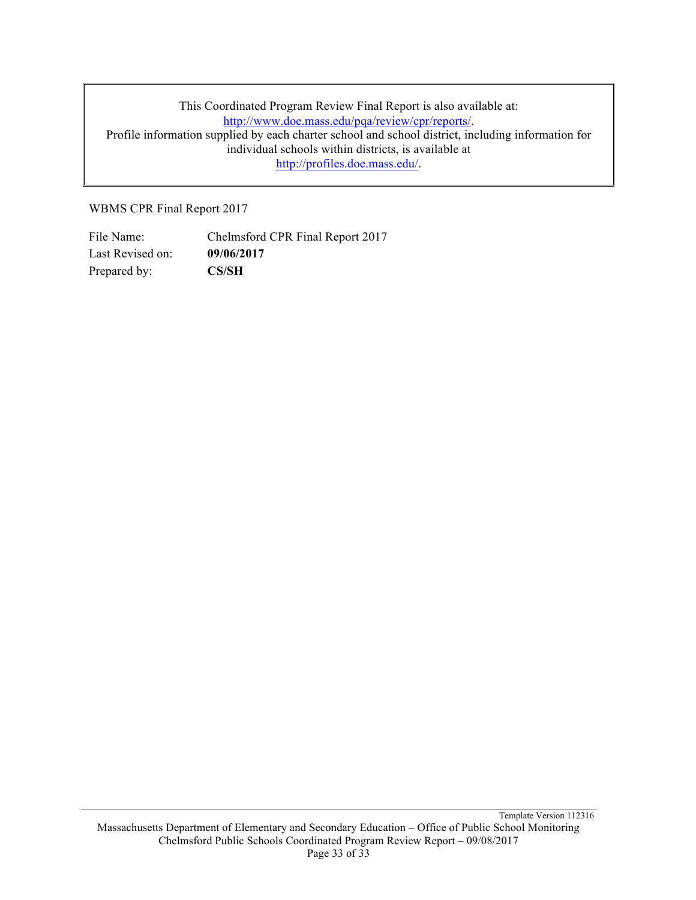This Coordinated Program Review Final Report is also available at:
http://www.doe.mass.edu/pqa/review/cpr/reports/.
Profile information supplied by each charter school and school district, including information for individual schools within districts, is available at
http://profiles.doe.mass.edu/.

WBMS CPR Final Report 2017

| | |
|---|---|
| File Name: | Chelmsford CPR Final Report 2017 |
| Last Revised on: | **09/06/2017** |
| Prepared by: | **CS/SH** |